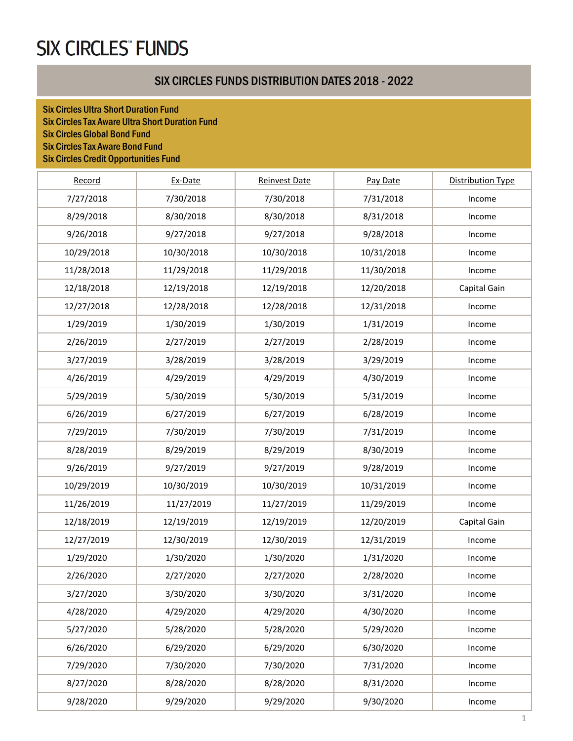# SIX CIRCLES℠ FUNDS

## SIX CIRCLES FUNDS DISTRIBUTION DATES 2018 - 2022

**Six Circles Ultra Short Duration Fund**
**Six Circles Tax Aware Ultra Short Duration Fund**
**Six Circles Global Bond Fund**
**Six Circles Tax Aware Bond Fund**
**Six Circles Credit Opportunities Fund**

| Record | Ex-Date | Reinvest Date | Pay Date | Distribution Type |
|---|---|---|---|---|
| 7/27/2018 | 7/30/2018 | 7/30/2018 | 7/31/2018 | Income |
| 8/29/2018 | 8/30/2018 | 8/30/2018 | 8/31/2018 | Income |
| 9/26/2018 | 9/27/2018 | 9/27/2018 | 9/28/2018 | Income |
| 10/29/2018 | 10/30/2018 | 10/30/2018 | 10/31/2018 | Income |
| 11/28/2018 | 11/29/2018 | 11/29/2018 | 11/30/2018 | Income |
| 12/18/2018 | 12/19/2018 | 12/19/2018 | 12/20/2018 | Capital Gain |
| 12/27/2018 | 12/28/2018 | 12/28/2018 | 12/31/2018 | Income |
| 1/29/2019 | 1/30/2019 | 1/30/2019 | 1/31/2019 | Income |
| 2/26/2019 | 2/27/2019 | 2/27/2019 | 2/28/2019 | Income |
| 3/27/2019 | 3/28/2019 | 3/28/2019 | 3/29/2019 | Income |
| 4/26/2019 | 4/29/2019 | 4/29/2019 | 4/30/2019 | Income |
| 5/29/2019 | 5/30/2019 | 5/30/2019 | 5/31/2019 | Income |
| 6/26/2019 | 6/27/2019 | 6/27/2019 | 6/28/2019 | Income |
| 7/29/2019 | 7/30/2019 | 7/30/2019 | 7/31/2019 | Income |
| 8/28/2019 | 8/29/2019 | 8/29/2019 | 8/30/2019 | Income |
| 9/26/2019 | 9/27/2019 | 9/27/2019 | 9/28/2019 | Income |
| 10/29/2019 | 10/30/2019 | 10/30/2019 | 10/31/2019 | Income |
| 11/26/2019 | 11/27/2019 | 11/27/2019 | 11/29/2019 | Income |
| 12/18/2019 | 12/19/2019 | 12/19/2019 | 12/20/2019 | Capital Gain |
| 12/27/2019 | 12/30/2019 | 12/30/2019 | 12/31/2019 | Income |
| 1/29/2020 | 1/30/2020 | 1/30/2020 | 1/31/2020 | Income |
| 2/26/2020 | 2/27/2020 | 2/27/2020 | 2/28/2020 | Income |
| 3/27/2020 | 3/30/2020 | 3/30/2020 | 3/31/2020 | Income |
| 4/28/2020 | 4/29/2020 | 4/29/2020 | 4/30/2020 | Income |
| 5/27/2020 | 5/28/2020 | 5/28/2020 | 5/29/2020 | Income |
| 6/26/2020 | 6/29/2020 | 6/29/2020 | 6/30/2020 | Income |
| 7/29/2020 | 7/30/2020 | 7/30/2020 | 7/31/2020 | Income |
| 8/27/2020 | 8/28/2020 | 8/28/2020 | 8/31/2020 | Income |
| 9/28/2020 | 9/29/2020 | 9/29/2020 | 9/30/2020 | Income |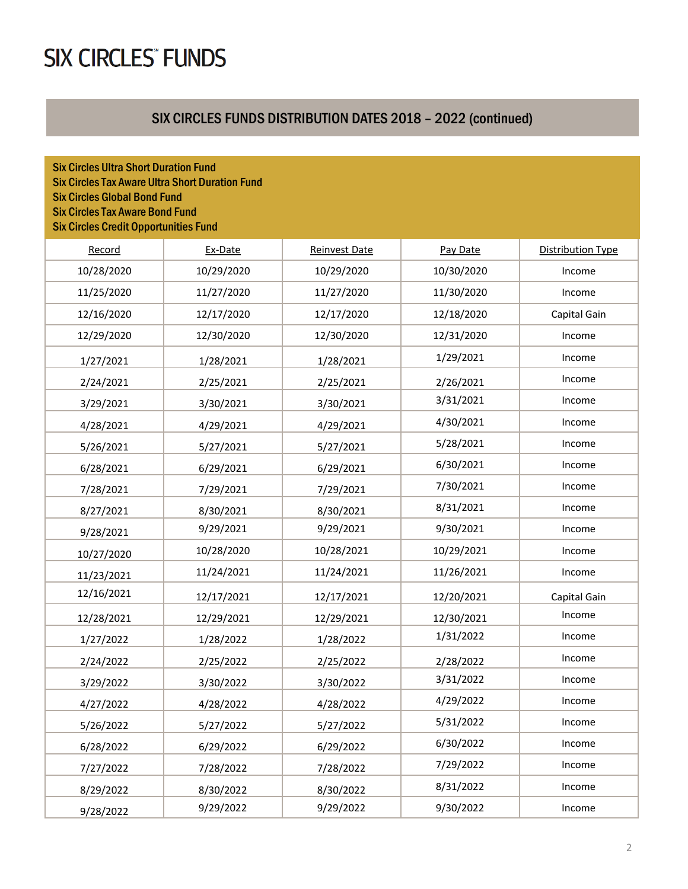# SIX CIRCLES FUNDS

## SIX CIRCLES FUNDS DISTRIBUTION DATES 2018 – 2022 (continued)

**Six Circles Ultra Short Duration Fund**
**Six Circles Tax Aware Ultra Short Duration Fund**
**Six Circles Global Bond Fund**
**Six Circles Tax Aware Bond Fund**
**Six Circles Credit Opportunities Fund**

| Record | Ex-Date | Reinvest Date | Pay Date | Distribution Type |
|---|---|---|---|---|
| 10/28/2020 | 10/29/2020 | 10/29/2020 | 10/30/2020 | Income |
| 11/25/2020 | 11/27/2020 | 11/27/2020 | 11/30/2020 | Income |
| 12/16/2020 | 12/17/2020 | 12/17/2020 | 12/18/2020 | Capital Gain |
| 12/29/2020 | 12/30/2020 | 12/30/2020 | 12/31/2020 | Income |
| 1/27/2021 | 1/28/2021 | 1/28/2021 | 1/29/2021 | Income |
| 2/24/2021 | 2/25/2021 | 2/25/2021 | 2/26/2021 | Income |
| 3/29/2021 | 3/30/2021 | 3/30/2021 | 3/31/2021 | Income |
| 4/28/2021 | 4/29/2021 | 4/29/2021 | 4/30/2021 | Income |
| 5/26/2021 | 5/27/2021 | 5/27/2021 | 5/28/2021 | Income |
| 6/28/2021 | 6/29/2021 | 6/29/2021 | 6/30/2021 | Income |
| 7/28/2021 | 7/29/2021 | 7/29/2021 | 7/30/2021 | Income |
| 8/27/2021 | 8/30/2021 | 8/30/2021 | 8/31/2021 | Income |
| 9/28/2021 | 9/29/2021 | 9/29/2021 | 9/30/2021 | Income |
| 10/27/2020 | 10/28/2020 | 10/28/2021 | 10/29/2021 | Income |
| 11/23/2021 | 11/24/2021 | 11/24/2021 | 11/26/2021 | Income |
| 12/16/2021 | 12/17/2021 | 12/17/2021 | 12/20/2021 | Capital Gain |
| 12/28/2021 | 12/29/2021 | 12/29/2021 | 12/30/2021 | Income |
| 1/27/2022 | 1/28/2022 | 1/28/2022 | 1/31/2022 | Income |
| 2/24/2022 | 2/25/2022 | 2/25/2022 | 2/28/2022 | Income |
| 3/29/2022 | 3/30/2022 | 3/30/2022 | 3/31/2022 | Income |
| 4/27/2022 | 4/28/2022 | 4/28/2022 | 4/29/2022 | Income |
| 5/26/2022 | 5/27/2022 | 5/27/2022 | 5/31/2022 | Income |
| 6/28/2022 | 6/29/2022 | 6/29/2022 | 6/30/2022 | Income |
| 7/27/2022 | 7/28/2022 | 7/28/2022 | 7/29/2022 | Income |
| 8/29/2022 | 8/30/2022 | 8/30/2022 | 8/31/2022 | Income |
| 9/28/2022 | 9/29/2022 | 9/29/2022 | 9/30/2022 | Income |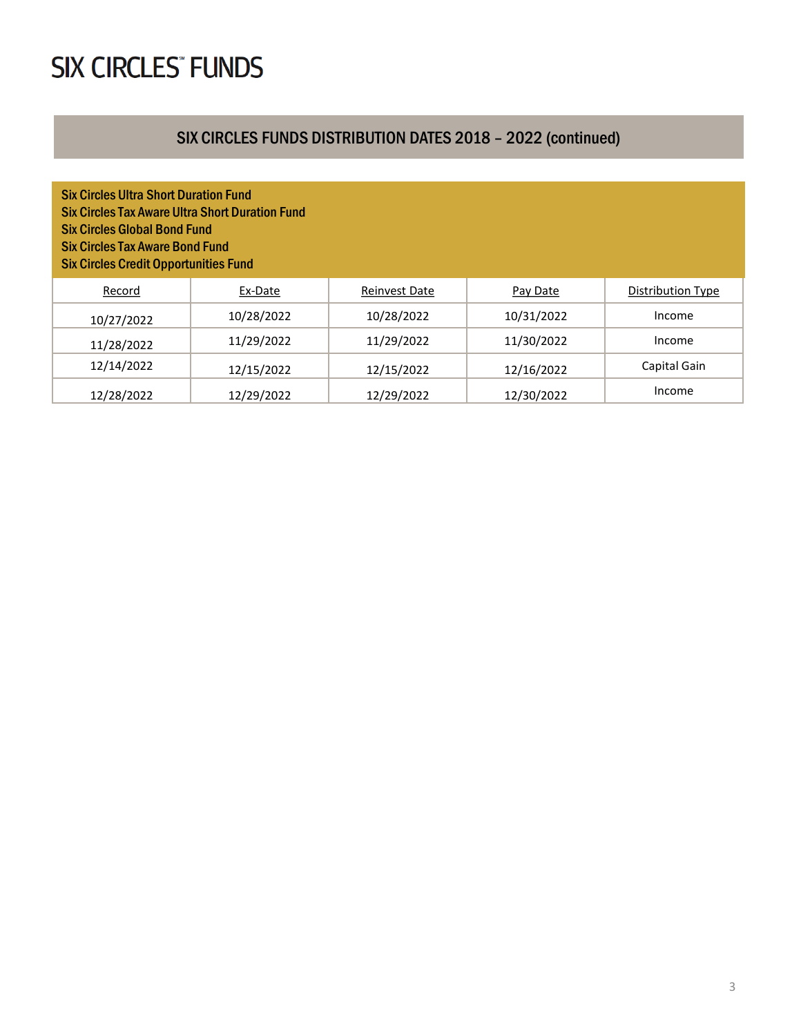# SIX CIRCLES FUNDS

## SIX CIRCLES FUNDS DISTRIBUTION DATES 2018 – 2022 (continued)

**Six Circles Ultra Short Duration Fund**
**Six Circles Tax Aware Ultra Short Duration Fund**
**Six Circles Global Bond Fund**
**Six Circles Tax Aware Bond Fund**
**Six Circles Credit Opportunities Fund**

| Record | Ex-Date | Reinvest Date | Pay Date | Distribution Type |
|---|---|---|---|---|
| 10/27/2022 | 10/28/2022 | 10/28/2022 | 10/31/2022 | Income |
| 11/28/2022 | 11/29/2022 | 11/29/2022 | 11/30/2022 | Income |
| 12/14/2022 | 12/15/2022 | 12/15/2022 | 12/16/2022 | Capital Gain |
| 12/28/2022 | 12/29/2022 | 12/29/2022 | 12/30/2022 | Income |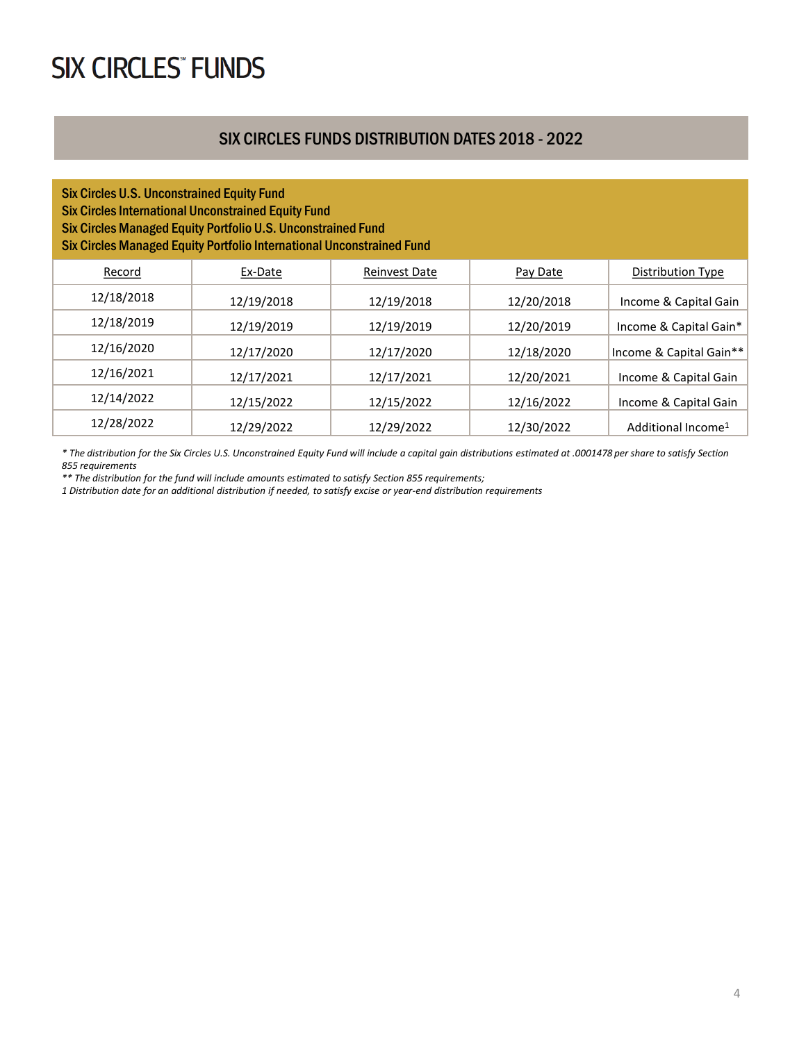# SIX CIRCLES FUNDS

## SIX CIRCLES FUNDS DISTRIBUTION DATES 2018 - 2022

**Six Circles U.S. Unconstrained Equity Fund**
**Six Circles International Unconstrained Equity Fund**
**Six Circles Managed Equity Portfolio U.S. Unconstrained Fund**
**Six Circles Managed Equity Portfolio International Unconstrained Fund**

| Record | Ex-Date | Reinvest Date | Pay Date | Distribution Type |
|---|---|---|---|---|
| 12/18/2018 | 12/19/2018 | 12/19/2018 | 12/20/2018 | Income & Capital Gain |
| 12/18/2019 | 12/19/2019 | 12/19/2019 | 12/20/2019 | Income & Capital Gain* |
| 12/16/2020 | 12/17/2020 | 12/17/2020 | 12/18/2020 | Income & Capital Gain** |
| 12/16/2021 | 12/17/2021 | 12/17/2021 | 12/20/2021 | Income & Capital Gain |
| 12/14/2022 | 12/15/2022 | 12/15/2022 | 12/16/2022 | Income & Capital Gain |
| 12/28/2022 | 12/29/2022 | 12/29/2022 | 12/30/2022 | Additional Income[1] |

*\* The distribution for the Six Circles U.S. Unconstrained Equity Fund will include a capital gain distributions estimated at .0001478 per share to satisfy Section 855 requirements*

*\*\* The distribution for the fund will include amounts estimated to satisfy Section 855 requirements;*

*1 Distribution date for an additional distribution if needed, to satisfy excise or year-end distribution requirements*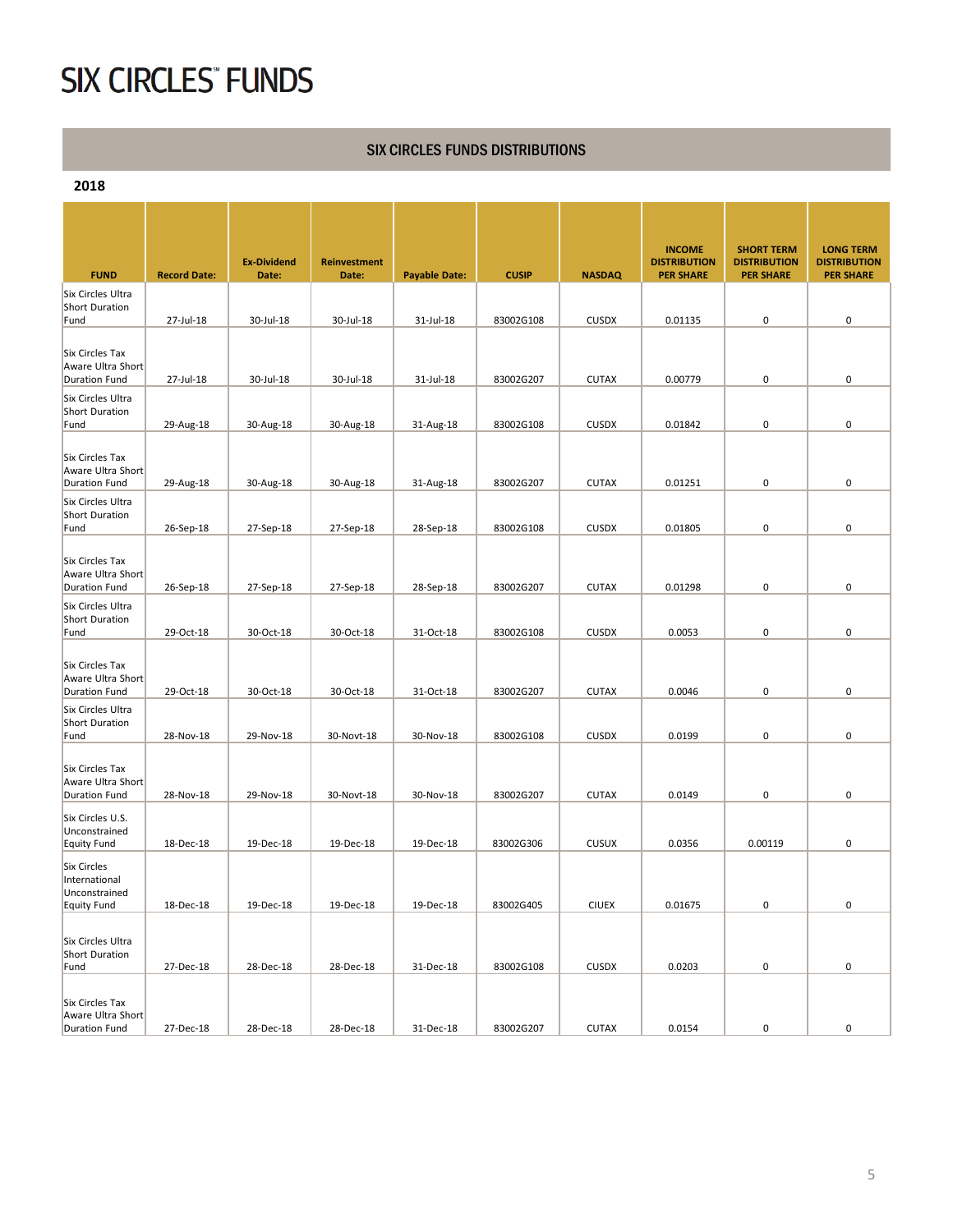# SIX CIRCLES℠ FUNDS

## SIX CIRCLES FUNDS DISTRIBUTIONS

**2018**

| FUND | Record Date: | Ex-Dividend Date: | Reinvestment Date: | Payable Date: | CUSIP | NASDAQ | INCOME DISTRIBUTION PER SHARE | SHORT TERM DISTRIBUTION PER SHARE | LONG TERM DISTRIBUTION PER SHARE |
|---|---|---|---|---|---|---|---|---|---|
| Six Circles Ultra Short Duration Fund | 27-Jul-18 | 30-Jul-18 | 30-Jul-18 | 31-Jul-18 | 83002G108 | CUSDX | 0.01135 | 0 | 0 |
| Six Circles Tax Aware Ultra Short Duration Fund | 27-Jul-18 | 30-Jul-18 | 30-Jul-18 | 31-Jul-18 | 83002G207 | CUTAX | 0.00779 | 0 | 0 |
| Six Circles Ultra Short Duration Fund | 29-Aug-18 | 30-Aug-18 | 30-Aug-18 | 31-Aug-18 | 83002G108 | CUSDX | 0.01842 | 0 | 0 |
| Six Circles Tax Aware Ultra Short Duration Fund | 29-Aug-18 | 30-Aug-18 | 30-Aug-18 | 31-Aug-18 | 83002G207 | CUTAX | 0.01251 | 0 | 0 |
| Six Circles Ultra Short Duration Fund | 26-Sep-18 | 27-Sep-18 | 27-Sep-18 | 28-Sep-18 | 83002G108 | CUSDX | 0.01805 | 0 | 0 |
| Six Circles Tax Aware Ultra Short Duration Fund | 26-Sep-18 | 27-Sep-18 | 27-Sep-18 | 28-Sep-18 | 83002G207 | CUTAX | 0.01298 | 0 | 0 |
| Six Circles Ultra Short Duration Fund | 29-Oct-18 | 30-Oct-18 | 30-Oct-18 | 31-Oct-18 | 83002G108 | CUSDX | 0.0053 | 0 | 0 |
| Six Circles Tax Aware Ultra Short Duration Fund | 29-Oct-18 | 30-Oct-18 | 30-Oct-18 | 31-Oct-18 | 83002G207 | CUTAX | 0.0046 | 0 | 0 |
| Six Circles Ultra Short Duration Fund | 28-Nov-18 | 29-Nov-18 | 30-Novt-18 | 30-Nov-18 | 83002G108 | CUSDX | 0.0199 | 0 | 0 |
| Six Circles Tax Aware Ultra Short Duration Fund | 28-Nov-18 | 29-Nov-18 | 30-Novt-18 | 30-Nov-18 | 83002G207 | CUTAX | 0.0149 | 0 | 0 |
| Six Circles U.S. Unconstrained Equity Fund | 18-Dec-18 | 19-Dec-18 | 19-Dec-18 | 19-Dec-18 | 83002G306 | CUSUX | 0.0356 | 0.00119 | 0 |
| Six Circles International Unconstrained Equity Fund | 18-Dec-18 | 19-Dec-18 | 19-Dec-18 | 19-Dec-18 | 83002G405 | CIUEX | 0.01675 | 0 | 0 |
| Six Circles Ultra Short Duration Fund | 27-Dec-18 | 28-Dec-18 | 28-Dec-18 | 31-Dec-18 | 83002G108 | CUSDX | 0.0203 | 0 | 0 |
| Six Circles Tax Aware Ultra Short Duration Fund | 27-Dec-18 | 28-Dec-18 | 28-Dec-18 | 31-Dec-18 | 83002G207 | CUTAX | 0.0154 | 0 | 0 |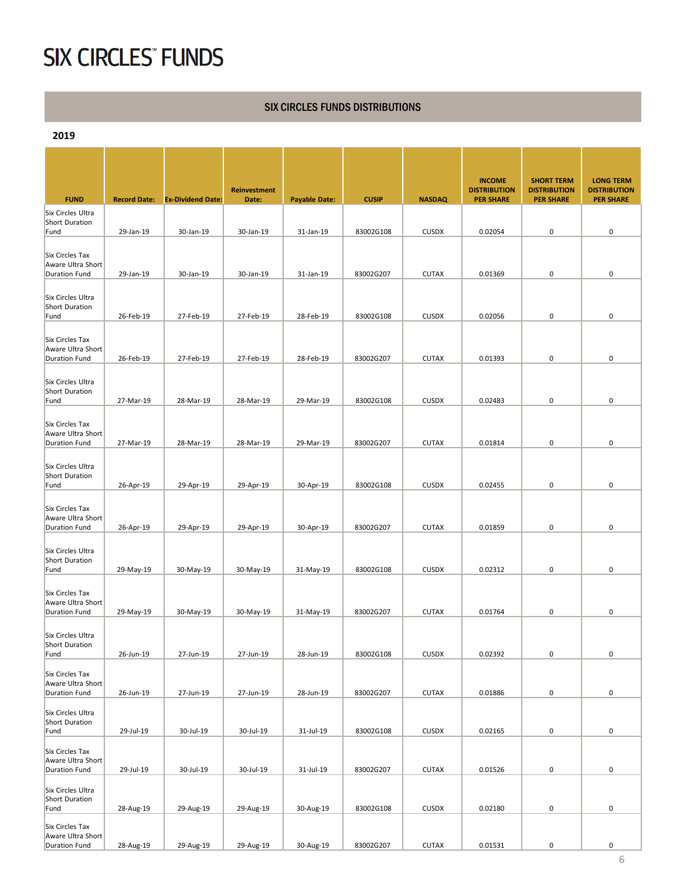# SIX CIRCLES℠ FUNDS

## SIX CIRCLES FUNDS DISTRIBUTIONS

**2019**

| FUND | Record Date: | Ex-Dividend Date: | Reinvestment Date: | Payable Date: | CUSIP | NASDAQ | INCOME DISTRIBUTION PER SHARE | SHORT TERM DISTRIBUTION PER SHARE | LONG TERM DISTRIBUTION PER SHARE |
|---|---|---|---|---|---|---|---|---|---|
| Six Circles Ultra Short Duration Fund | 29-Jan-19 | 30-Jan-19 | 30-Jan-19 | 31-Jan-19 | 83002G108 | CUSDX | 0.02054 | 0 | 0 |
| Six Circles Tax Aware Ultra Short Duration Fund | 29-Jan-19 | 30-Jan-19 | 30-Jan-19 | 31-Jan-19 | 83002G207 | CUTAX | 0.01369 | 0 | 0 |
| Six Circles Ultra Short Duration Fund | 26-Feb-19 | 27-Feb-19 | 27-Feb-19 | 28-Feb-19 | 83002G108 | CUSDX | 0.02056 | 0 | 0 |
| Six Circles Tax Aware Ultra Short Duration Fund | 26-Feb-19 | 27-Feb-19 | 27-Feb-19 | 28-Feb-19 | 83002G207 | CUTAX | 0.01393 | 0 | 0 |
| Six Circles Ultra Short Duration Fund | 27-Mar-19 | 28-Mar-19 | 28-Mar-19 | 29-Mar-19 | 83002G108 | CUSDX | 0.02483 | 0 | 0 |
| Six Circles Tax Aware Ultra Short Duration Fund | 27-Mar-19 | 28-Mar-19 | 28-Mar-19 | 29-Mar-19 | 83002G207 | CUTAX | 0.01814 | 0 | 0 |
| Six Circles Ultra Short Duration Fund | 26-Apr-19 | 29-Apr-19 | 29-Apr-19 | 30-Apr-19 | 83002G108 | CUSDX | 0.02455 | 0 | 0 |
| Six Circles Tax Aware Ultra Short Duration Fund | 26-Apr-19 | 29-Apr-19 | 29-Apr-19 | 30-Apr-19 | 83002G207 | CUTAX | 0.01859 | 0 | 0 |
| Six Circles Ultra Short Duration Fund | 29-May-19 | 30-May-19 | 30-May-19 | 31-May-19 | 83002G108 | CUSDX | 0.02312 | 0 | 0 |
| Six Circles Tax Aware Ultra Short Duration Fund | 29-May-19 | 30-May-19 | 30-May-19 | 31-May-19 | 83002G207 | CUTAX | 0.01764 | 0 | 0 |
| Six Circles Ultra Short Duration Fund | 26-Jun-19 | 27-Jun-19 | 27-Jun-19 | 28-Jun-19 | 83002G108 | CUSDX | 0.02392 | 0 | 0 |
| Six Circles Tax Aware Ultra Short Duration Fund | 26-Jun-19 | 27-Jun-19 | 27-Jun-19 | 28-Jun-19 | 83002G207 | CUTAX | 0.01886 | 0 | 0 |
| Six Circles Ultra Short Duration Fund | 29-Jul-19 | 30-Jul-19 | 30-Jul-19 | 31-Jul-19 | 83002G108 | CUSDX | 0.02165 | 0 | 0 |
| Six Circles Tax Aware Ultra Short Duration Fund | 29-Jul-19 | 30-Jul-19 | 30-Jul-19 | 31-Jul-19 | 83002G207 | CUTAX | 0.01526 | 0 | 0 |
| Six Circles Ultra Short Duration Fund | 28-Aug-19 | 29-Aug-19 | 29-Aug-19 | 30-Aug-19 | 83002G108 | CUSDX | 0.02180 | 0 | 0 |
| Six Circles Tax Aware Ultra Short Duration Fund | 28-Aug-19 | 29-Aug-19 | 29-Aug-19 | 30-Aug-19 | 83002G207 | CUTAX | 0.01531 | 0 | 0 |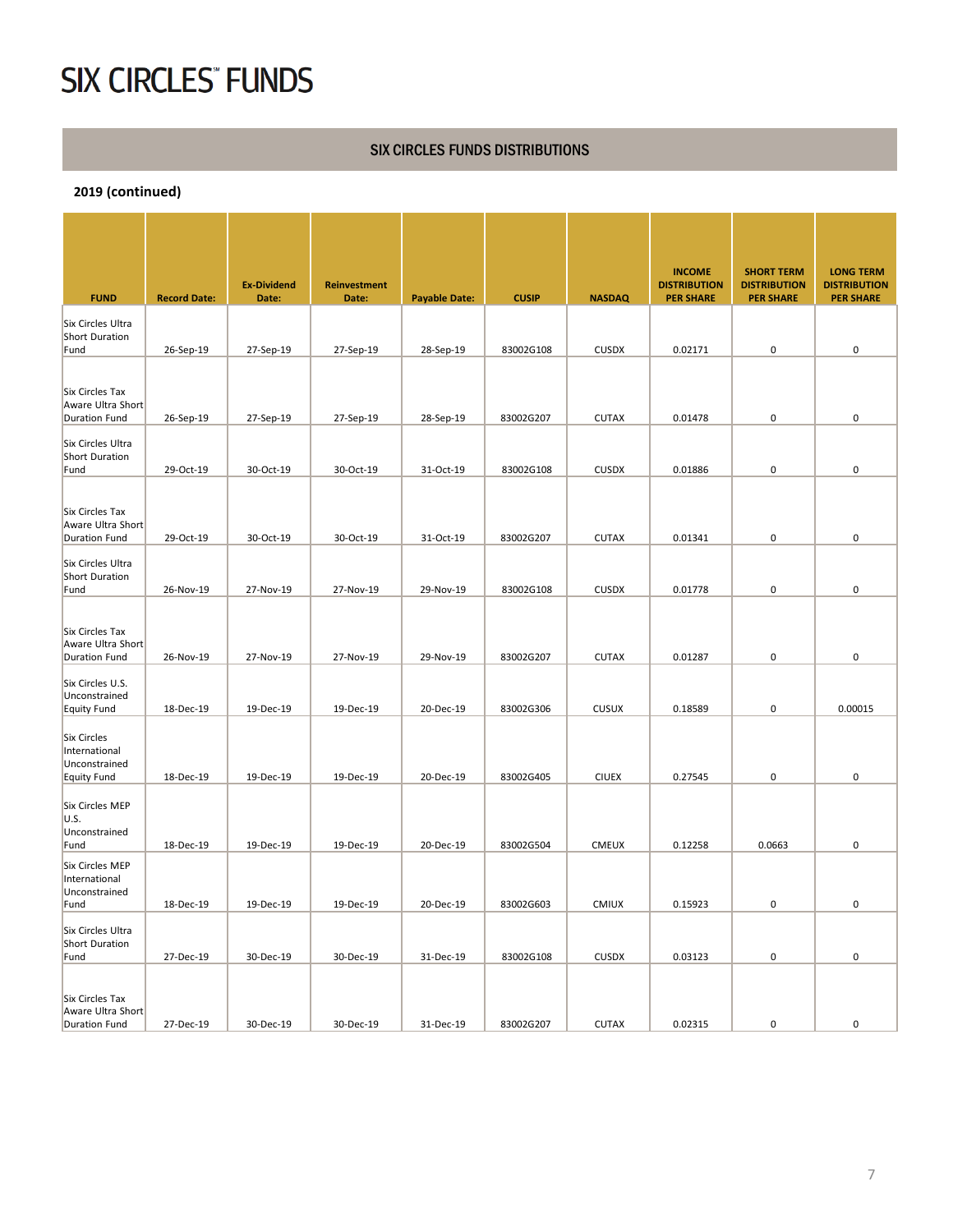# SIX CIRCLES℠ FUNDS

## SIX CIRCLES FUNDS DISTRIBUTIONS

**2019 (continued)**

| FUND | Record Date: | Ex-Dividend Date: | Reinvestment Date: | Payable Date: | CUSIP | NASDAQ | INCOME DISTRIBUTION PER SHARE | SHORT TERM DISTRIBUTION PER SHARE | LONG TERM DISTRIBUTION PER SHARE |
|---|---|---|---|---|---|---|---|---|---|
| Six Circles Ultra Short Duration Fund | 26-Sep-19 | 27-Sep-19 | 27-Sep-19 | 28-Sep-19 | 83002G108 | CUSDX | 0.02171 | 0 | 0 |
| Six Circles Tax Aware Ultra Short Duration Fund | 26-Sep-19 | 27-Sep-19 | 27-Sep-19 | 28-Sep-19 | 83002G207 | CUTAX | 0.01478 | 0 | 0 |
| Six Circles Ultra Short Duration Fund | 29-Oct-19 | 30-Oct-19 | 30-Oct-19 | 31-Oct-19 | 83002G108 | CUSDX | 0.01886 | 0 | 0 |
| Six Circles Tax Aware Ultra Short Duration Fund | 29-Oct-19 | 30-Oct-19 | 30-Oct-19 | 31-Oct-19 | 83002G207 | CUTAX | 0.01341 | 0 | 0 |
| Six Circles Ultra Short Duration Fund | 26-Nov-19 | 27-Nov-19 | 27-Nov-19 | 29-Nov-19 | 83002G108 | CUSDX | 0.01778 | 0 | 0 |
| Six Circles Tax Aware Ultra Short Duration Fund | 26-Nov-19 | 27-Nov-19 | 27-Nov-19 | 29-Nov-19 | 83002G207 | CUTAX | 0.01287 | 0 | 0 |
| Six Circles U.S. Unconstrained Equity Fund | 18-Dec-19 | 19-Dec-19 | 19-Dec-19 | 20-Dec-19 | 83002G306 | CUSUX | 0.18589 | 0 | 0.00015 |
| Six Circles International Unconstrained Equity Fund | 18-Dec-19 | 19-Dec-19 | 19-Dec-19 | 20-Dec-19 | 83002G405 | CIUEX | 0.27545 | 0 | 0 |
| Six Circles MEP U.S. Unconstrained Fund | 18-Dec-19 | 19-Dec-19 | 19-Dec-19 | 20-Dec-19 | 83002G504 | CMEUX | 0.12258 | 0.0663 | 0 |
| Six Circles MEP International Unconstrained Fund | 18-Dec-19 | 19-Dec-19 | 19-Dec-19 | 20-Dec-19 | 83002G603 | CMIUX | 0.15923 | 0 | 0 |
| Six Circles Ultra Short Duration Fund | 27-Dec-19 | 30-Dec-19 | 30-Dec-19 | 31-Dec-19 | 83002G108 | CUSDX | 0.03123 | 0 | 0 |
| Six Circles Tax Aware Ultra Short Duration Fund | 27-Dec-19 | 30-Dec-19 | 30-Dec-19 | 31-Dec-19 | 83002G207 | CUTAX | 0.02315 | 0 | 0 |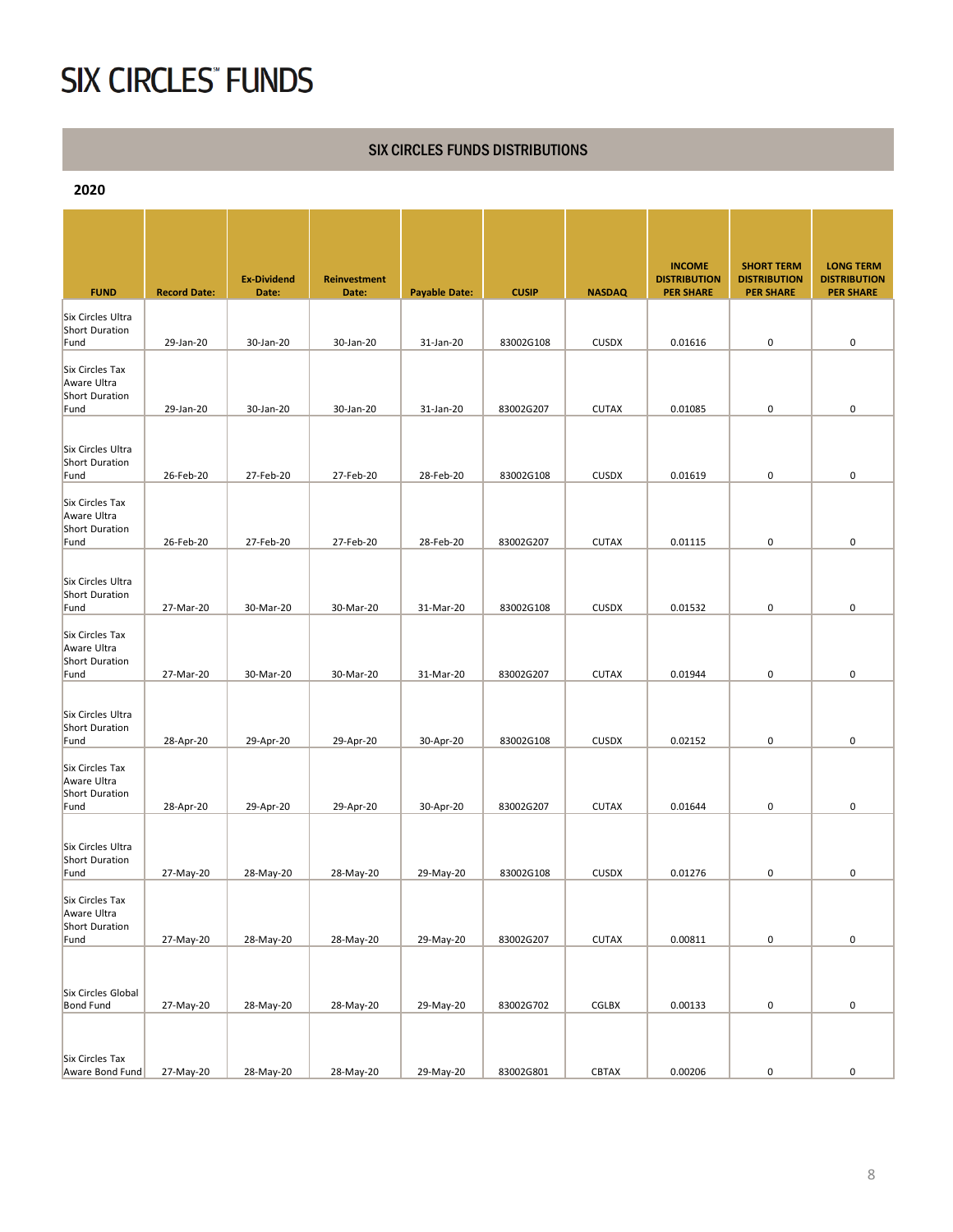# SIX CIRCLES℠ FUNDS

## SIX CIRCLES FUNDS DISTRIBUTIONS

**2020**

| FUND | Record Date: | Ex-Dividend Date: | Reinvestment Date: | Payable Date: | CUSIP | NASDAQ | INCOME DISTRIBUTION PER SHARE | SHORT TERM DISTRIBUTION PER SHARE | LONG TERM DISTRIBUTION PER SHARE |
|---|---|---|---|---|---|---|---|---|---|
| Six Circles Ultra Short Duration Fund | 29-Jan-20 | 30-Jan-20 | 30-Jan-20 | 31-Jan-20 | 83002G108 | CUSDX | 0.01616 | 0 | 0 |
| Six Circles Tax Aware Ultra Short Duration Fund | 29-Jan-20 | 30-Jan-20 | 30-Jan-20 | 31-Jan-20 | 83002G207 | CUTAX | 0.01085 | 0 | 0 |
| Six Circles Ultra Short Duration Fund | 26-Feb-20 | 27-Feb-20 | 27-Feb-20 | 28-Feb-20 | 83002G108 | CUSDX | 0.01619 | 0 | 0 |
| Six Circles Tax Aware Ultra Short Duration Fund | 26-Feb-20 | 27-Feb-20 | 27-Feb-20 | 28-Feb-20 | 83002G207 | CUTAX | 0.01115 | 0 | 0 |
| Six Circles Ultra Short Duration Fund | 27-Mar-20 | 30-Mar-20 | 30-Mar-20 | 31-Mar-20 | 83002G108 | CUSDX | 0.01532 | 0 | 0 |
| Six Circles Tax Aware Ultra Short Duration Fund | 27-Mar-20 | 30-Mar-20 | 30-Mar-20 | 31-Mar-20 | 83002G207 | CUTAX | 0.01944 | 0 | 0 |
| Six Circles Ultra Short Duration Fund | 28-Apr-20 | 29-Apr-20 | 29-Apr-20 | 30-Apr-20 | 83002G108 | CUSDX | 0.02152 | 0 | 0 |
| Six Circles Tax Aware Ultra Short Duration Fund | 28-Apr-20 | 29-Apr-20 | 29-Apr-20 | 30-Apr-20 | 83002G207 | CUTAX | 0.01644 | 0 | 0 |
| Six Circles Ultra Short Duration Fund | 27-May-20 | 28-May-20 | 28-May-20 | 29-May-20 | 83002G108 | CUSDX | 0.01276 | 0 | 0 |
| Six Circles Tax Aware Ultra Short Duration Fund | 27-May-20 | 28-May-20 | 28-May-20 | 29-May-20 | 83002G207 | CUTAX | 0.00811 | 0 | 0 |
| Six Circles Global Bond Fund | 27-May-20 | 28-May-20 | 28-May-20 | 29-May-20 | 83002G702 | CGLBX | 0.00133 | 0 | 0 |
| Six Circles Tax Aware Bond Fund | 27-May-20 | 28-May-20 | 28-May-20 | 29-May-20 | 83002G801 | CBTAX | 0.00206 | 0 | 0 |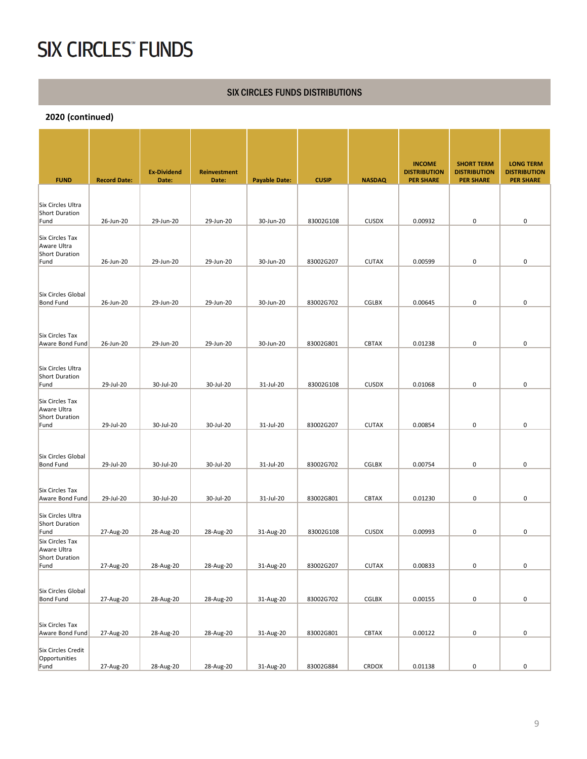# SIX CIRCLES℠ FUNDS

## SIX CIRCLES FUNDS DISTRIBUTIONS

### 2020 (continued)

| FUND | Record Date: | Ex-Dividend Date: | Reinvestment Date: | Payable Date: | CUSIP | NASDAQ | INCOME DISTRIBUTION PER SHARE | SHORT TERM DISTRIBUTION PER SHARE | LONG TERM DISTRIBUTION PER SHARE |
|---|---|---|---|---|---|---|---|---|---|
| Six Circles Ultra Short Duration Fund | 26-Jun-20 | 29-Jun-20 | 29-Jun-20 | 30-Jun-20 | 83002G108 | CUSDX | 0.00932 | 0 | 0 |
| Six Circles Tax Aware Ultra Short Duration Fund | 26-Jun-20 | 29-Jun-20 | 29-Jun-20 | 30-Jun-20 | 83002G207 | CUTAX | 0.00599 | 0 | 0 |
| Six Circles Global Bond Fund | 26-Jun-20 | 29-Jun-20 | 29-Jun-20 | 30-Jun-20 | 83002G702 | CGLBX | 0.00645 | 0 | 0 |
| Six Circles Tax Aware Bond Fund | 26-Jun-20 | 29-Jun-20 | 29-Jun-20 | 30-Jun-20 | 83002G801 | CBTAX | 0.01238 | 0 | 0 |
| Six Circles Ultra Short Duration Fund | 29-Jul-20 | 30-Jul-20 | 30-Jul-20 | 31-Jul-20 | 83002G108 | CUSDX | 0.01068 | 0 | 0 |
| Six Circles Tax Aware Ultra Short Duration Fund | 29-Jul-20 | 30-Jul-20 | 30-Jul-20 | 31-Jul-20 | 83002G207 | CUTAX | 0.00854 | 0 | 0 |
| Six Circles Global Bond Fund | 29-Jul-20 | 30-Jul-20 | 30-Jul-20 | 31-Jul-20 | 83002G702 | CGLBX | 0.00754 | 0 | 0 |
| Six Circles Tax Aware Bond Fund | 29-Jul-20 | 30-Jul-20 | 30-Jul-20 | 31-Jul-20 | 83002G801 | CBTAX | 0.01230 | 0 | 0 |
| Six Circles Ultra Short Duration Fund | 27-Aug-20 | 28-Aug-20 | 28-Aug-20 | 31-Aug-20 | 83002G108 | CUSDX | 0.00993 | 0 | 0 |
| Six Circles Tax Aware Ultra Short Duration Fund | 27-Aug-20 | 28-Aug-20 | 28-Aug-20 | 31-Aug-20 | 83002G207 | CUTAX | 0.00833 | 0 | 0 |
| Six Circles Global Bond Fund | 27-Aug-20 | 28-Aug-20 | 28-Aug-20 | 31-Aug-20 | 83002G702 | CGLBX | 0.00155 | 0 | 0 |
| Six Circles Tax Aware Bond Fund | 27-Aug-20 | 28-Aug-20 | 28-Aug-20 | 31-Aug-20 | 83002G801 | CBTAX | 0.00122 | 0 | 0 |
| Six Circles Credit Opportunities Fund | 27-Aug-20 | 28-Aug-20 | 28-Aug-20 | 31-Aug-20 | 83002G884 | CRDOX | 0.01138 | 0 | 0 |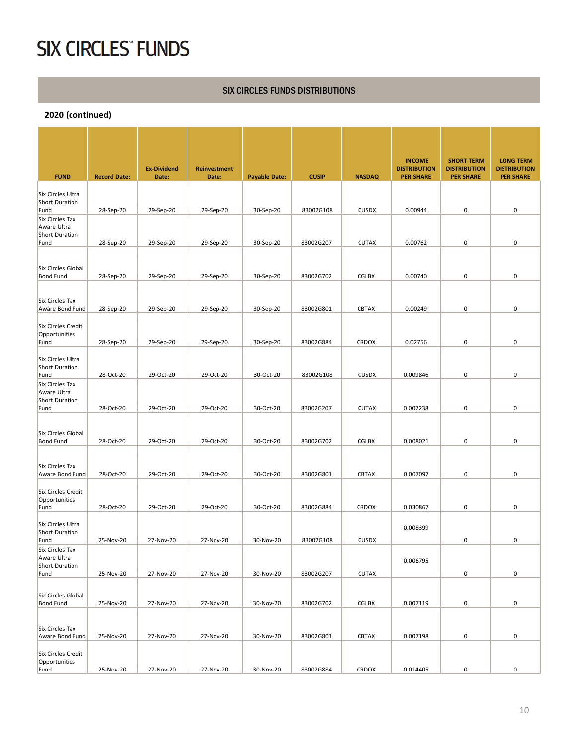# SIX CIRCLES℠ FUNDS

## SIX CIRCLES FUNDS DISTRIBUTIONS

### 2020 (continued)

| FUND | Record Date: | Ex-Dividend Date: | Reinvestment Date: | Payable Date: | CUSIP | NASDAQ | INCOME DISTRIBUTION PER SHARE | SHORT TERM DISTRIBUTION PER SHARE | LONG TERM DISTRIBUTION PER SHARE |
|---|---|---|---|---|---|---|---|---|---|
| Six Circles Ultra Short Duration Fund | 28-Sep-20 | 29-Sep-20 | 29-Sep-20 | 30-Sep-20 | 83002G108 | CUSDX | 0.00944 | 0 | 0 |
| Six Circles Tax Aware Ultra Short Duration Fund | 28-Sep-20 | 29-Sep-20 | 29-Sep-20 | 30-Sep-20 | 83002G207 | CUTAX | 0.00762 | 0 | 0 |
| Six Circles Global Bond Fund | 28-Sep-20 | 29-Sep-20 | 29-Sep-20 | 30-Sep-20 | 83002G702 | CGLBX | 0.00740 | 0 | 0 |
| Six Circles Tax Aware Bond Fund | 28-Sep-20 | 29-Sep-20 | 29-Sep-20 | 30-Sep-20 | 83002G801 | CBTAX | 0.00249 | 0 | 0 |
| Six Circles Credit Opportunities Fund | 28-Sep-20 | 29-Sep-20 | 29-Sep-20 | 30-Sep-20 | 83002G884 | CRDOX | 0.02756 | 0 | 0 |
| Six Circles Ultra Short Duration Fund | 28-Oct-20 | 29-Oct-20 | 29-Oct-20 | 30-Oct-20 | 83002G108 | CUSDX | 0.009846 | 0 | 0 |
| Six Circles Tax Aware Ultra Short Duration Fund | 28-Oct-20 | 29-Oct-20 | 29-Oct-20 | 30-Oct-20 | 83002G207 | CUTAX | 0.007238 | 0 | 0 |
| Six Circles Global Bond Fund | 28-Oct-20 | 29-Oct-20 | 29-Oct-20 | 30-Oct-20 | 83002G702 | CGLBX | 0.008021 | 0 | 0 |
| Six Circles Tax Aware Bond Fund | 28-Oct-20 | 29-Oct-20 | 29-Oct-20 | 30-Oct-20 | 83002G801 | CBTAX | 0.007097 | 0 | 0 |
| Six Circles Credit Opportunities Fund | 28-Oct-20 | 29-Oct-20 | 29-Oct-20 | 30-Oct-20 | 83002G884 | CRDOX | 0.030867 | 0 | 0 |
| Six Circles Ultra Short Duration Fund | 25-Nov-20 | 27-Nov-20 | 27-Nov-20 | 30-Nov-20 | 83002G108 | CUSDX | 0.008399 | 0 | 0 |
| Six Circles Tax Aware Ultra Short Duration Fund | 25-Nov-20 | 27-Nov-20 | 27-Nov-20 | 30-Nov-20 | 83002G207 | CUTAX | 0.006795 | 0 | 0 |
| Six Circles Global Bond Fund | 25-Nov-20 | 27-Nov-20 | 27-Nov-20 | 30-Nov-20 | 83002G702 | CGLBX | 0.007119 | 0 | 0 |
| Six Circles Tax Aware Bond Fund | 25-Nov-20 | 27-Nov-20 | 27-Nov-20 | 30-Nov-20 | 83002G801 | CBTAX | 0.007198 | 0 | 0 |
| Six Circles Credit Opportunities Fund | 25-Nov-20 | 27-Nov-20 | 27-Nov-20 | 30-Nov-20 | 83002G884 | CRDOX | 0.014405 | 0 | 0 |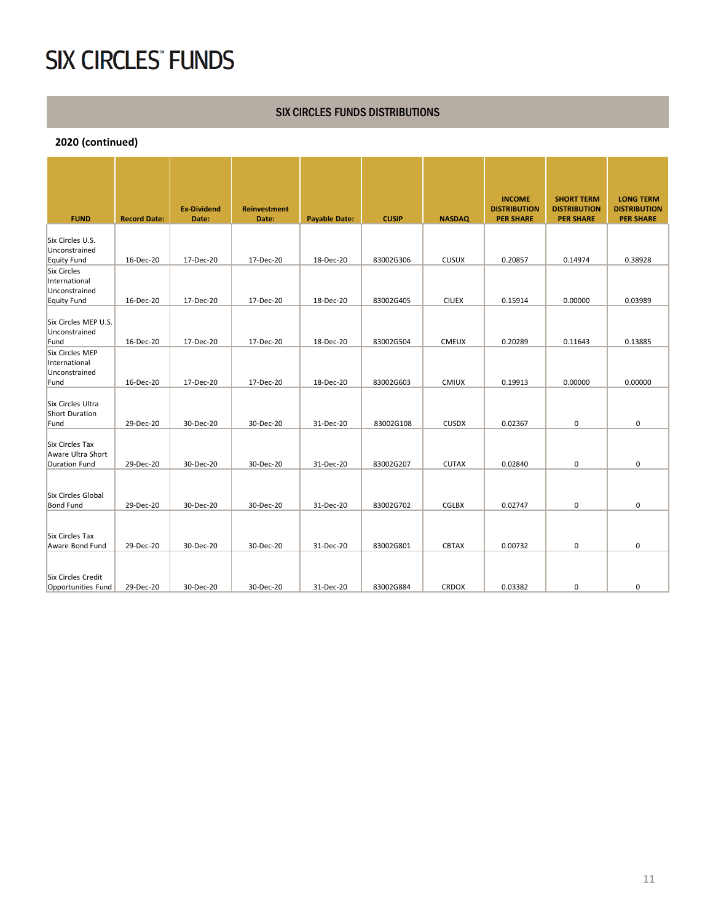# SIX CIRCLES℠ FUNDS

## SIX CIRCLES FUNDS DISTRIBUTIONS

### 2020 (continued)

| FUND | Record Date: | Ex-Dividend Date: | Reinvestment Date: | Payable Date: | CUSIP | NASDAQ | INCOME DISTRIBUTION PER SHARE | SHORT TERM DISTRIBUTION PER SHARE | LONG TERM DISTRIBUTION PER SHARE |
|---|---|---|---|---|---|---|---|---|---|
| Six Circles U.S. Unconstrained Equity Fund | 16-Dec-20 | 17-Dec-20 | 17-Dec-20 | 18-Dec-20 | 83002G306 | CUSUX | 0.20857 | 0.14974 | 0.38928 |
| Six Circles International Unconstrained Equity Fund | 16-Dec-20 | 17-Dec-20 | 17-Dec-20 | 18-Dec-20 | 83002G405 | CIUEX | 0.15914 | 0.00000 | 0.03989 |
| Six Circles MEP U.S. Unconstrained Fund | 16-Dec-20 | 17-Dec-20 | 17-Dec-20 | 18-Dec-20 | 83002G504 | CMEUX | 0.20289 | 0.11643 | 0.13885 |
| Six Circles MEP International Unconstrained Fund | 16-Dec-20 | 17-Dec-20 | 17-Dec-20 | 18-Dec-20 | 83002G603 | CMIUX | 0.19913 | 0.00000 | 0.00000 |
| Six Circles Ultra Short Duration Fund | 29-Dec-20 | 30-Dec-20 | 30-Dec-20 | 31-Dec-20 | 83002G108 | CUSDX | 0.02367 | 0 | 0 |
| Six Circles Tax Aware Ultra Short Duration Fund | 29-Dec-20 | 30-Dec-20 | 30-Dec-20 | 31-Dec-20 | 83002G207 | CUTAX | 0.02840 | 0 | 0 |
| Six Circles Global Bond Fund | 29-Dec-20 | 30-Dec-20 | 30-Dec-20 | 31-Dec-20 | 83002G702 | CGLBX | 0.02747 | 0 | 0 |
| Six Circles Tax Aware Bond Fund | 29-Dec-20 | 30-Dec-20 | 30-Dec-20 | 31-Dec-20 | 83002G801 | CBTAX | 0.00732 | 0 | 0 |
| Six Circles Credit Opportunities Fund | 29-Dec-20 | 30-Dec-20 | 30-Dec-20 | 31-Dec-20 | 83002G884 | CRDOX | 0.03382 | 0 | 0 |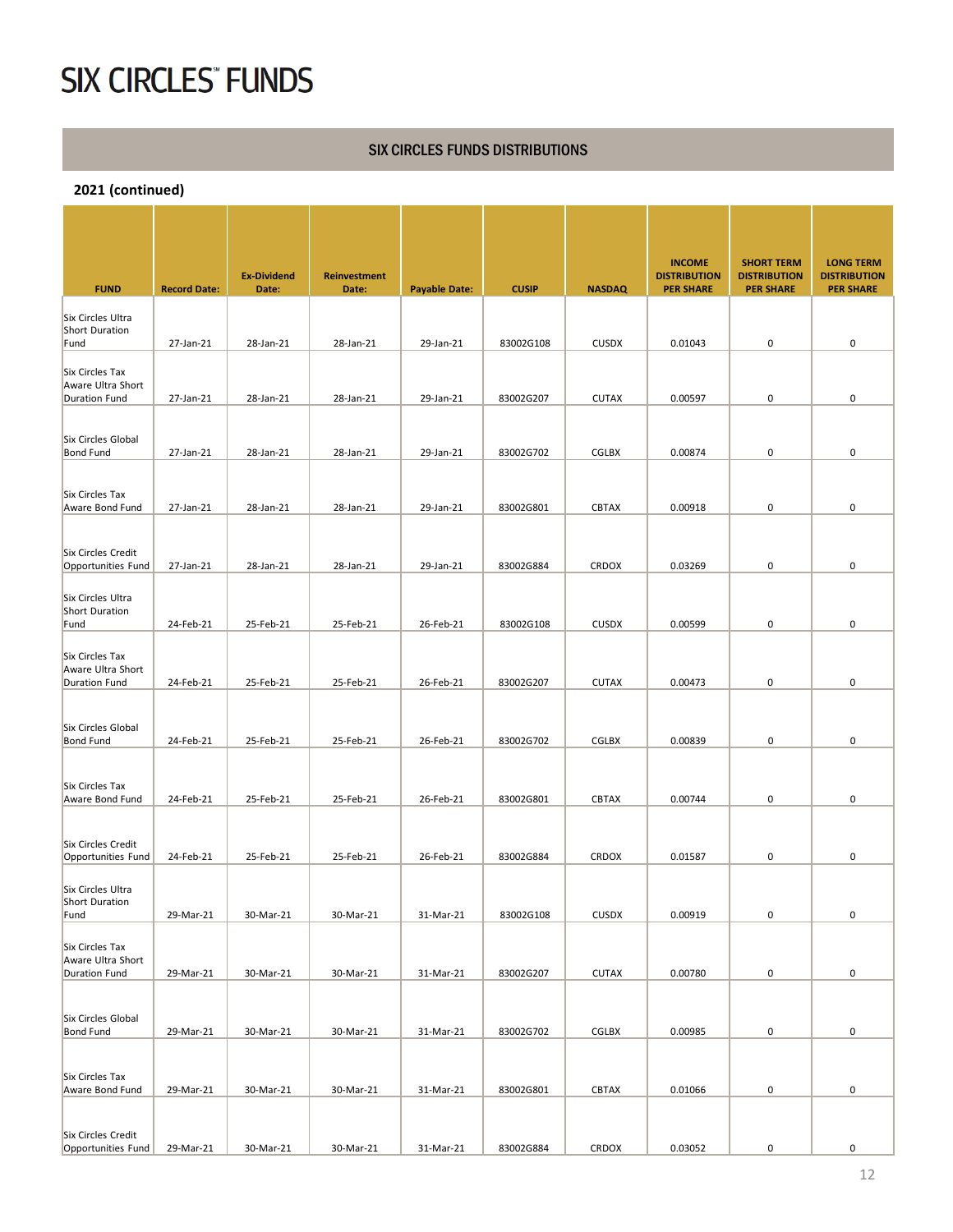# SIX CIRCLES FUNDS

## SIX CIRCLES FUNDS DISTRIBUTIONS

### 2021 (continued)

| FUND | Record Date: | Ex-Dividend Date: | Reinvestment Date: | Payable Date: | CUSIP | NASDAQ | INCOME DISTRIBUTION PER SHARE | SHORT TERM DISTRIBUTION PER SHARE | LONG TERM DISTRIBUTION PER SHARE |
|---|---|---|---|---|---|---|---|---|---|
| Six Circles Ultra Short Duration Fund | 27-Jan-21 | 28-Jan-21 | 28-Jan-21 | 29-Jan-21 | 83002G108 | CUSDX | 0.01043 | 0 | 0 |
| Six Circles Tax Aware Ultra Short Duration Fund | 27-Jan-21 | 28-Jan-21 | 28-Jan-21 | 29-Jan-21 | 83002G207 | CUTAX | 0.00597 | 0 | 0 |
| Six Circles Global Bond Fund | 27-Jan-21 | 28-Jan-21 | 28-Jan-21 | 29-Jan-21 | 83002G702 | CGLBX | 0.00874 | 0 | 0 |
| Six Circles Tax Aware Bond Fund | 27-Jan-21 | 28-Jan-21 | 28-Jan-21 | 29-Jan-21 | 83002G801 | CBTAX | 0.00918 | 0 | 0 |
| Six Circles Credit Opportunities Fund | 27-Jan-21 | 28-Jan-21 | 28-Jan-21 | 29-Jan-21 | 83002G884 | CRDOX | 0.03269 | 0 | 0 |
| Six Circles Ultra Short Duration Fund | 24-Feb-21 | 25-Feb-21 | 25-Feb-21 | 26-Feb-21 | 83002G108 | CUSDX | 0.00599 | 0 | 0 |
| Six Circles Tax Aware Ultra Short Duration Fund | 24-Feb-21 | 25-Feb-21 | 25-Feb-21 | 26-Feb-21 | 83002G207 | CUTAX | 0.00473 | 0 | 0 |
| Six Circles Global Bond Fund | 24-Feb-21 | 25-Feb-21 | 25-Feb-21 | 26-Feb-21 | 83002G702 | CGLBX | 0.00839 | 0 | 0 |
| Six Circles Tax Aware Bond Fund | 24-Feb-21 | 25-Feb-21 | 25-Feb-21 | 26-Feb-21 | 83002G801 | CBTAX | 0.00744 | 0 | 0 |
| Six Circles Credit Opportunities Fund | 24-Feb-21 | 25-Feb-21 | 25-Feb-21 | 26-Feb-21 | 83002G884 | CRDOX | 0.01587 | 0 | 0 |
| Six Circles Ultra Short Duration Fund | 29-Mar-21 | 30-Mar-21 | 30-Mar-21 | 31-Mar-21 | 83002G108 | CUSDX | 0.00919 | 0 | 0 |
| Six Circles Tax Aware Ultra Short Duration Fund | 29-Mar-21 | 30-Mar-21 | 30-Mar-21 | 31-Mar-21 | 83002G207 | CUTAX | 0.00780 | 0 | 0 |
| Six Circles Global Bond Fund | 29-Mar-21 | 30-Mar-21 | 30-Mar-21 | 31-Mar-21 | 83002G702 | CGLBX | 0.00985 | 0 | 0 |
| Six Circles Tax Aware Bond Fund | 29-Mar-21 | 30-Mar-21 | 30-Mar-21 | 31-Mar-21 | 83002G801 | CBTAX | 0.01066 | 0 | 0 |
| Six Circles Credit Opportunities Fund | 29-Mar-21 | 30-Mar-21 | 30-Mar-21 | 31-Mar-21 | 83002G884 | CRDOX | 0.03052 | 0 | 0 |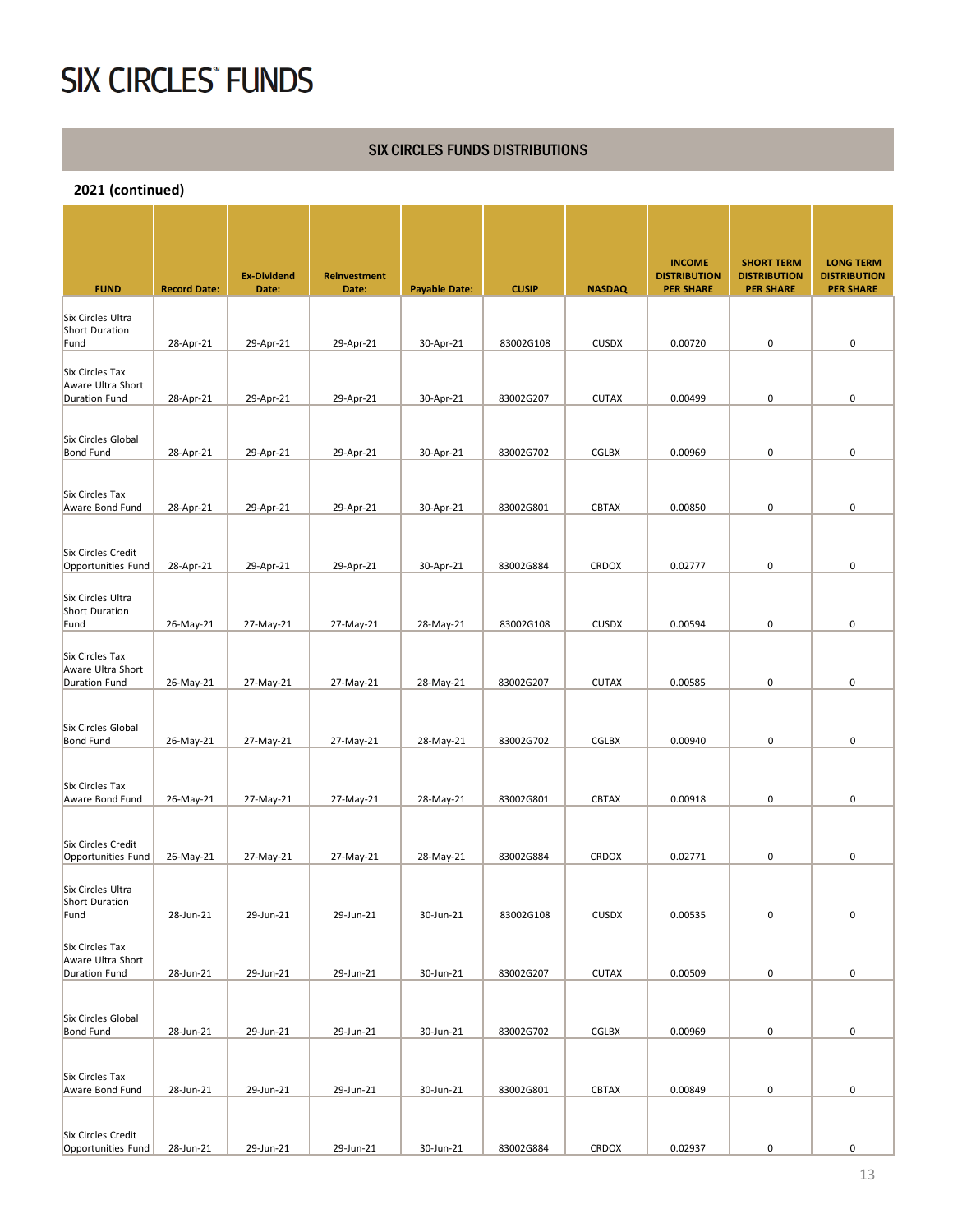# SIX CIRCLES℠ FUNDS

## SIX CIRCLES FUNDS DISTRIBUTIONS

### 2021 (continued)

| FUND | Record Date: | Ex-Dividend Date: | Reinvestment Date: | Payable Date: | CUSIP | NASDAQ | INCOME DISTRIBUTION PER SHARE | SHORT TERM DISTRIBUTION PER SHARE | LONG TERM DISTRIBUTION PER SHARE |
|---|---|---|---|---|---|---|---|---|---|
| Six Circles Ultra Short Duration Fund | 28-Apr-21 | 29-Apr-21 | 29-Apr-21 | 30-Apr-21 | 83002G108 | CUSDX | 0.00720 | 0 | 0 |
| Six Circles Tax Aware Ultra Short Duration Fund | 28-Apr-21 | 29-Apr-21 | 29-Apr-21 | 30-Apr-21 | 83002G207 | CUTAX | 0.00499 | 0 | 0 |
| Six Circles Global Bond Fund | 28-Apr-21 | 29-Apr-21 | 29-Apr-21 | 30-Apr-21 | 83002G702 | CGLBX | 0.00969 | 0 | 0 |
| Six Circles Tax Aware Bond Fund | 28-Apr-21 | 29-Apr-21 | 29-Apr-21 | 30-Apr-21 | 83002G801 | CBTAX | 0.00850 | 0 | 0 |
| Six Circles Credit Opportunities Fund | 28-Apr-21 | 29-Apr-21 | 29-Apr-21 | 30-Apr-21 | 83002G884 | CRDOX | 0.02777 | 0 | 0 |
| Six Circles Ultra Short Duration Fund | 26-May-21 | 27-May-21 | 27-May-21 | 28-May-21 | 83002G108 | CUSDX | 0.00594 | 0 | 0 |
| Six Circles Tax Aware Ultra Short Duration Fund | 26-May-21 | 27-May-21 | 27-May-21 | 28-May-21 | 83002G207 | CUTAX | 0.00585 | 0 | 0 |
| Six Circles Global Bond Fund | 26-May-21 | 27-May-21 | 27-May-21 | 28-May-21 | 83002G702 | CGLBX | 0.00940 | 0 | 0 |
| Six Circles Tax Aware Bond Fund | 26-May-21 | 27-May-21 | 27-May-21 | 28-May-21 | 83002G801 | CBTAX | 0.00918 | 0 | 0 |
| Six Circles Credit Opportunities Fund | 26-May-21 | 27-May-21 | 27-May-21 | 28-May-21 | 83002G884 | CRDOX | 0.02771 | 0 | 0 |
| Six Circles Ultra Short Duration Fund | 28-Jun-21 | 29-Jun-21 | 29-Jun-21 | 30-Jun-21 | 83002G108 | CUSDX | 0.00535 | 0 | 0 |
| Six Circles Tax Aware Ultra Short Duration Fund | 28-Jun-21 | 29-Jun-21 | 29-Jun-21 | 30-Jun-21 | 83002G207 | CUTAX | 0.00509 | 0 | 0 |
| Six Circles Global Bond Fund | 28-Jun-21 | 29-Jun-21 | 29-Jun-21 | 30-Jun-21 | 83002G702 | CGLBX | 0.00969 | 0 | 0 |
| Six Circles Tax Aware Bond Fund | 28-Jun-21 | 29-Jun-21 | 29-Jun-21 | 30-Jun-21 | 83002G801 | CBTAX | 0.00849 | 0 | 0 |
| Six Circles Credit Opportunities Fund | 28-Jun-21 | 29-Jun-21 | 29-Jun-21 | 30-Jun-21 | 83002G884 | CRDOX | 0.02937 | 0 | 0 |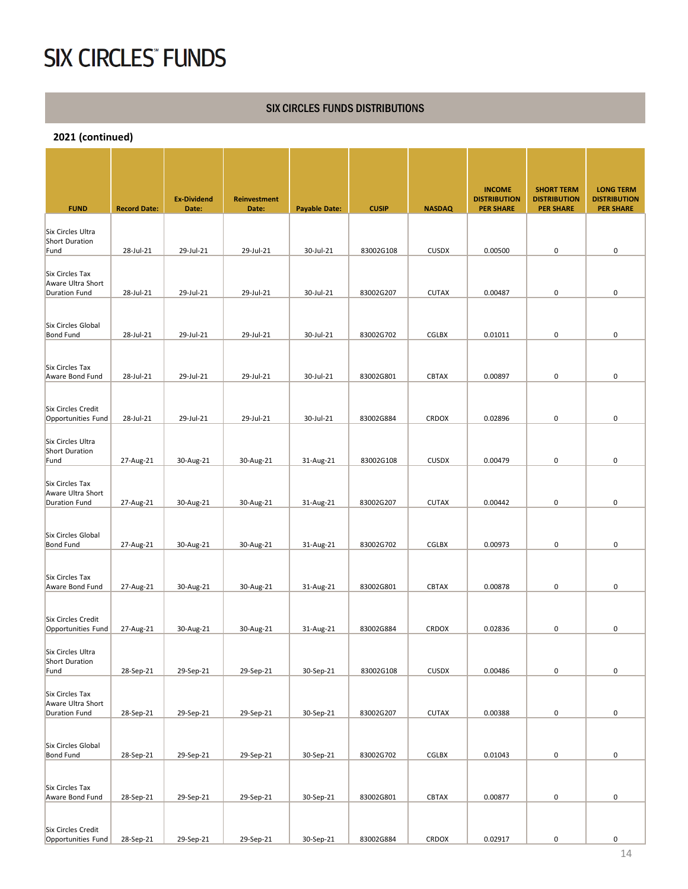# SIX CIRCLES℠ FUNDS

## SIX CIRCLES FUNDS DISTRIBUTIONS

### 2021 (continued)

| FUND | Record Date: | Ex-Dividend Date: | Reinvestment Date: | Payable Date: | CUSIP | NASDAQ | INCOME DISTRIBUTION PER SHARE | SHORT TERM DISTRIBUTION PER SHARE | LONG TERM DISTRIBUTION PER SHARE |
|---|---|---|---|---|---|---|---|---|---|
| Six Circles Ultra Short Duration Fund | 28-Jul-21 | 29-Jul-21 | 29-Jul-21 | 30-Jul-21 | 83002G108 | CUSDX | 0.00500 | 0 | 0 |
| Six Circles Tax Aware Ultra Short Duration Fund | 28-Jul-21 | 29-Jul-21 | 29-Jul-21 | 30-Jul-21 | 83002G207 | CUTAX | 0.00487 | 0 | 0 |
| Six Circles Global Bond Fund | 28-Jul-21 | 29-Jul-21 | 29-Jul-21 | 30-Jul-21 | 83002G702 | CGLBX | 0.01011 | 0 | 0 |
| Six Circles Tax Aware Bond Fund | 28-Jul-21 | 29-Jul-21 | 29-Jul-21 | 30-Jul-21 | 83002G801 | CBTAX | 0.00897 | 0 | 0 |
| Six Circles Credit Opportunities Fund | 28-Jul-21 | 29-Jul-21 | 29-Jul-21 | 30-Jul-21 | 83002G884 | CRDOX | 0.02896 | 0 | 0 |
| Six Circles Ultra Short Duration Fund | 27-Aug-21 | 30-Aug-21 | 30-Aug-21 | 31-Aug-21 | 83002G108 | CUSDX | 0.00479 | 0 | 0 |
| Six Circles Tax Aware Ultra Short Duration Fund | 27-Aug-21 | 30-Aug-21 | 30-Aug-21 | 31-Aug-21 | 83002G207 | CUTAX | 0.00442 | 0 | 0 |
| Six Circles Global Bond Fund | 27-Aug-21 | 30-Aug-21 | 30-Aug-21 | 31-Aug-21 | 83002G702 | CGLBX | 0.00973 | 0 | 0 |
| Six Circles Tax Aware Bond Fund | 27-Aug-21 | 30-Aug-21 | 30-Aug-21 | 31-Aug-21 | 83002G801 | CBTAX | 0.00878 | 0 | 0 |
| Six Circles Credit Opportunities Fund | 27-Aug-21 | 30-Aug-21 | 30-Aug-21 | 31-Aug-21 | 83002G884 | CRDOX | 0.02836 | 0 | 0 |
| Six Circles Ultra Short Duration Fund | 28-Sep-21 | 29-Sep-21 | 29-Sep-21 | 30-Sep-21 | 83002G108 | CUSDX | 0.00486 | 0 | 0 |
| Six Circles Tax Aware Ultra Short Duration Fund | 28-Sep-21 | 29-Sep-21 | 29-Sep-21 | 30-Sep-21 | 83002G207 | CUTAX | 0.00388 | 0 | 0 |
| Six Circles Global Bond Fund | 28-Sep-21 | 29-Sep-21 | 29-Sep-21 | 30-Sep-21 | 83002G702 | CGLBX | 0.01043 | 0 | 0 |
| Six Circles Tax Aware Bond Fund | 28-Sep-21 | 29-Sep-21 | 29-Sep-21 | 30-Sep-21 | 83002G801 | CBTAX | 0.00877 | 0 | 0 |
| Six Circles Credit Opportunities Fund | 28-Sep-21 | 29-Sep-21 | 29-Sep-21 | 30-Sep-21 | 83002G884 | CRDOX | 0.02917 | 0 | 0 |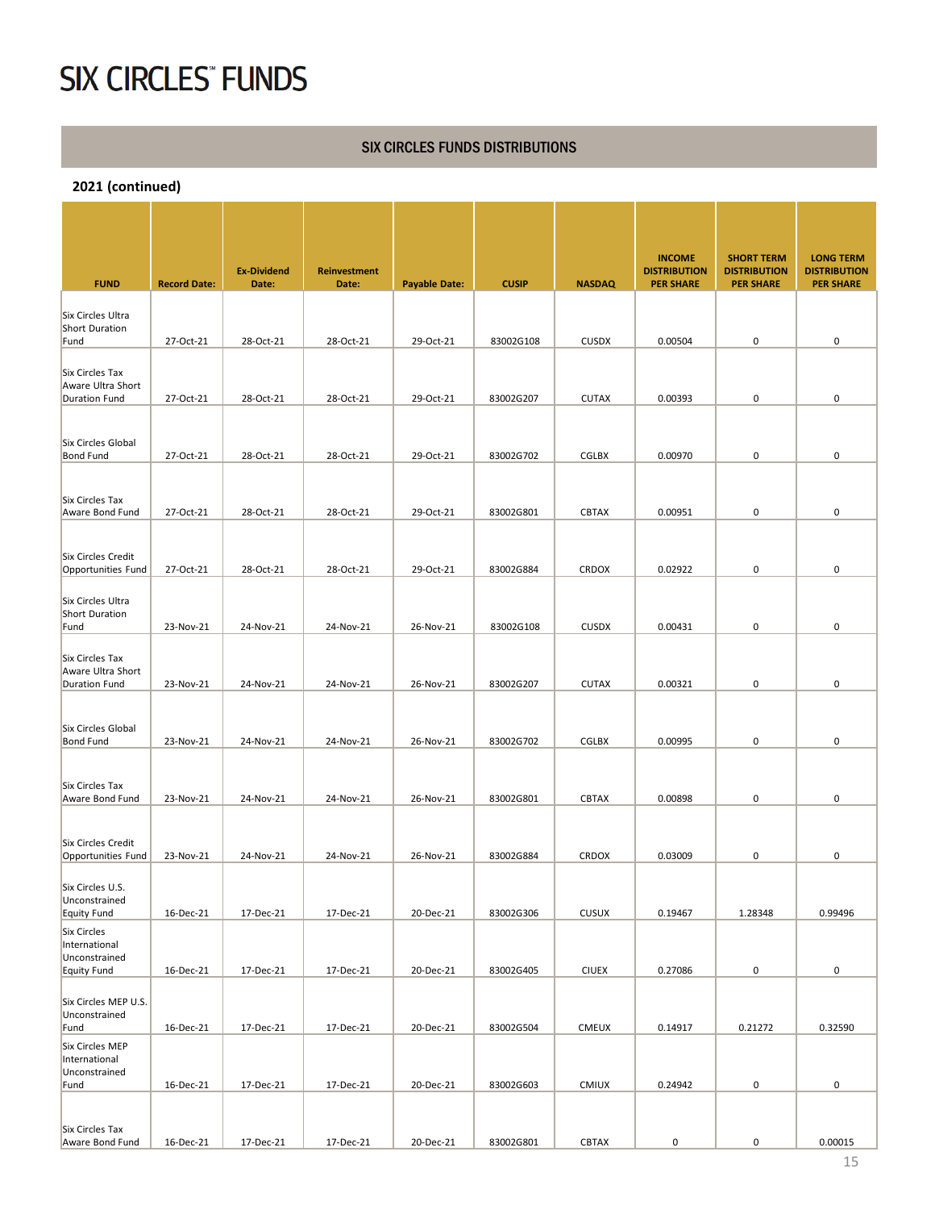# SIX CIRCLES℠ FUNDS

## SIX CIRCLES FUNDS DISTRIBUTIONS

### 2021 (continued)

| FUND | Record Date: | Ex-Dividend Date: | Reinvestment Date: | Payable Date: | CUSIP | NASDAQ | INCOME DISTRIBUTION PER SHARE | SHORT TERM DISTRIBUTION PER SHARE | LONG TERM DISTRIBUTION PER SHARE |
|---|---|---|---|---|---|---|---|---|---|
| Six Circles Ultra Short Duration Fund | 27-Oct-21 | 28-Oct-21 | 28-Oct-21 | 29-Oct-21 | 83002G108 | CUSDX | 0.00504 | 0 | 0 |
| Six Circles Tax Aware Ultra Short Duration Fund | 27-Oct-21 | 28-Oct-21 | 28-Oct-21 | 29-Oct-21 | 83002G207 | CUTAX | 0.00393 | 0 | 0 |
| Six Circles Global Bond Fund | 27-Oct-21 | 28-Oct-21 | 28-Oct-21 | 29-Oct-21 | 83002G702 | CGLBX | 0.00970 | 0 | 0 |
| Six Circles Tax Aware Bond Fund | 27-Oct-21 | 28-Oct-21 | 28-Oct-21 | 29-Oct-21 | 83002G801 | CBTAX | 0.00951 | 0 | 0 |
| Six Circles Credit Opportunities Fund | 27-Oct-21 | 28-Oct-21 | 28-Oct-21 | 29-Oct-21 | 83002G884 | CRDOX | 0.02922 | 0 | 0 |
| Six Circles Ultra Short Duration Fund | 23-Nov-21 | 24-Nov-21 | 24-Nov-21 | 26-Nov-21 | 83002G108 | CUSDX | 0.00431 | 0 | 0 |
| Six Circles Tax Aware Ultra Short Duration Fund | 23-Nov-21 | 24-Nov-21 | 24-Nov-21 | 26-Nov-21 | 83002G207 | CUTAX | 0.00321 | 0 | 0 |
| Six Circles Global Bond Fund | 23-Nov-21 | 24-Nov-21 | 24-Nov-21 | 26-Nov-21 | 83002G702 | CGLBX | 0.00995 | 0 | 0 |
| Six Circles Tax Aware Bond Fund | 23-Nov-21 | 24-Nov-21 | 24-Nov-21 | 26-Nov-21 | 83002G801 | CBTAX | 0.00898 | 0 | 0 |
| Six Circles Credit Opportunities Fund | 23-Nov-21 | 24-Nov-21 | 24-Nov-21 | 26-Nov-21 | 83002G884 | CRDOX | 0.03009 | 0 | 0 |
| Six Circles U.S. Unconstrained Equity Fund | 16-Dec-21 | 17-Dec-21 | 17-Dec-21 | 20-Dec-21 | 83002G306 | CUSUX | 0.19467 | 1.28348 | 0.99496 |
| Six Circles International Unconstrained Equity Fund | 16-Dec-21 | 17-Dec-21 | 17-Dec-21 | 20-Dec-21 | 83002G405 | CIUEX | 0.27086 | 0 | 0 |
| Six Circles MEP U.S. Unconstrained Fund | 16-Dec-21 | 17-Dec-21 | 17-Dec-21 | 20-Dec-21 | 83002G504 | CMEUX | 0.14917 | 0.21272 | 0.32590 |
| Six Circles MEP International Unconstrained Fund | 16-Dec-21 | 17-Dec-21 | 17-Dec-21 | 20-Dec-21 | 83002G603 | CMIUX | 0.24942 | 0 | 0 |
| Six Circles Tax Aware Bond Fund | 16-Dec-21 | 17-Dec-21 | 17-Dec-21 | 20-Dec-21 | 83002G801 | CBTAX | 0 | 0 | 0.00015 |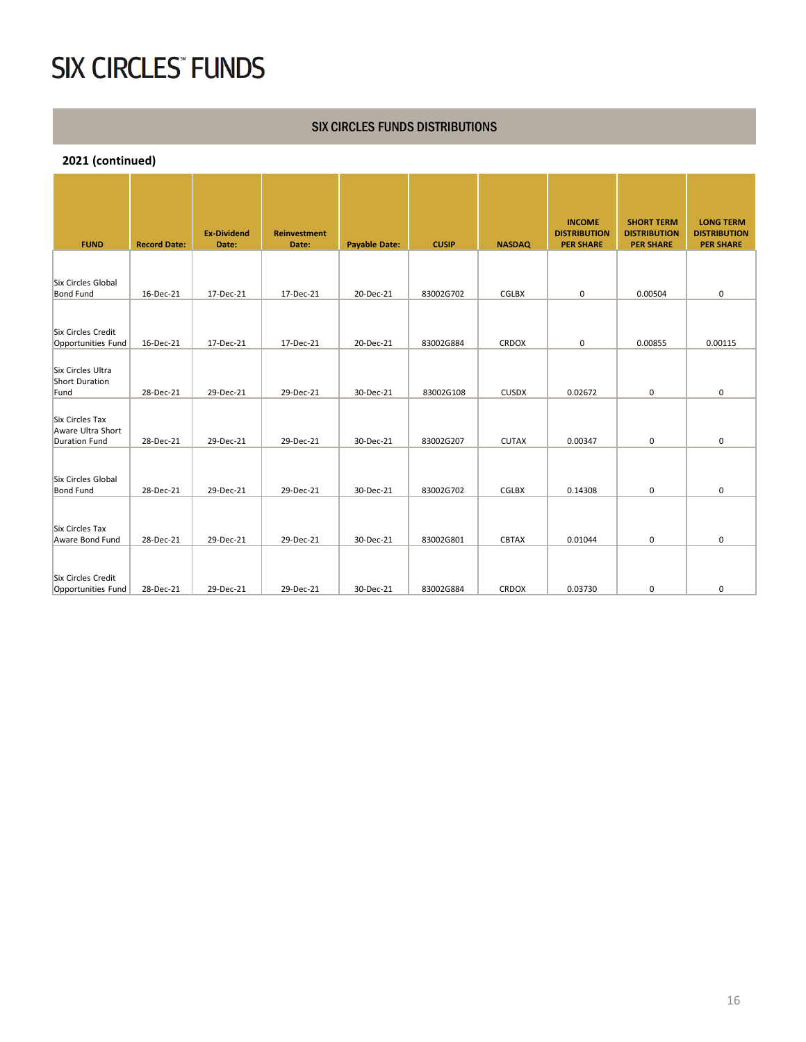# SIX CIRCLES℠ FUNDS

## SIX CIRCLES FUNDS DISTRIBUTIONS

### 2021 (continued)

| FUND | Record Date: | Ex-Dividend Date: | Reinvestment Date: | Payable Date: | CUSIP | NASDAQ | INCOME DISTRIBUTION PER SHARE | SHORT TERM DISTRIBUTION PER SHARE | LONG TERM DISTRIBUTION PER SHARE |
|---|---|---|---|---|---|---|---|---|---|
| Six Circles Global Bond Fund | 16-Dec-21 | 17-Dec-21 | 17-Dec-21 | 20-Dec-21 | 83002G702 | CGLBX | 0 | 0.00504 | 0 |
| Six Circles Credit Opportunities Fund | 16-Dec-21 | 17-Dec-21 | 17-Dec-21 | 20-Dec-21 | 83002G884 | CRDOX | 0 | 0.00855 | 0.00115 |
| Six Circles Ultra Short Duration Fund | 28-Dec-21 | 29-Dec-21 | 29-Dec-21 | 30-Dec-21 | 83002G108 | CUSDX | 0.02672 | 0 | 0 |
| Six Circles Tax Aware Ultra Short Duration Fund | 28-Dec-21 | 29-Dec-21 | 29-Dec-21 | 30-Dec-21 | 83002G207 | CUTAX | 0.00347 | 0 | 0 |
| Six Circles Global Bond Fund | 28-Dec-21 | 29-Dec-21 | 29-Dec-21 | 30-Dec-21 | 83002G702 | CGLBX | 0.14308 | 0 | 0 |
| Six Circles Tax Aware Bond Fund | 28-Dec-21 | 29-Dec-21 | 29-Dec-21 | 30-Dec-21 | 83002G801 | CBTAX | 0.01044 | 0 | 0 |
| Six Circles Credit Opportunities Fund | 28-Dec-21 | 29-Dec-21 | 29-Dec-21 | 30-Dec-21 | 83002G884 | CRDOX | 0.03730 | 0 | 0 |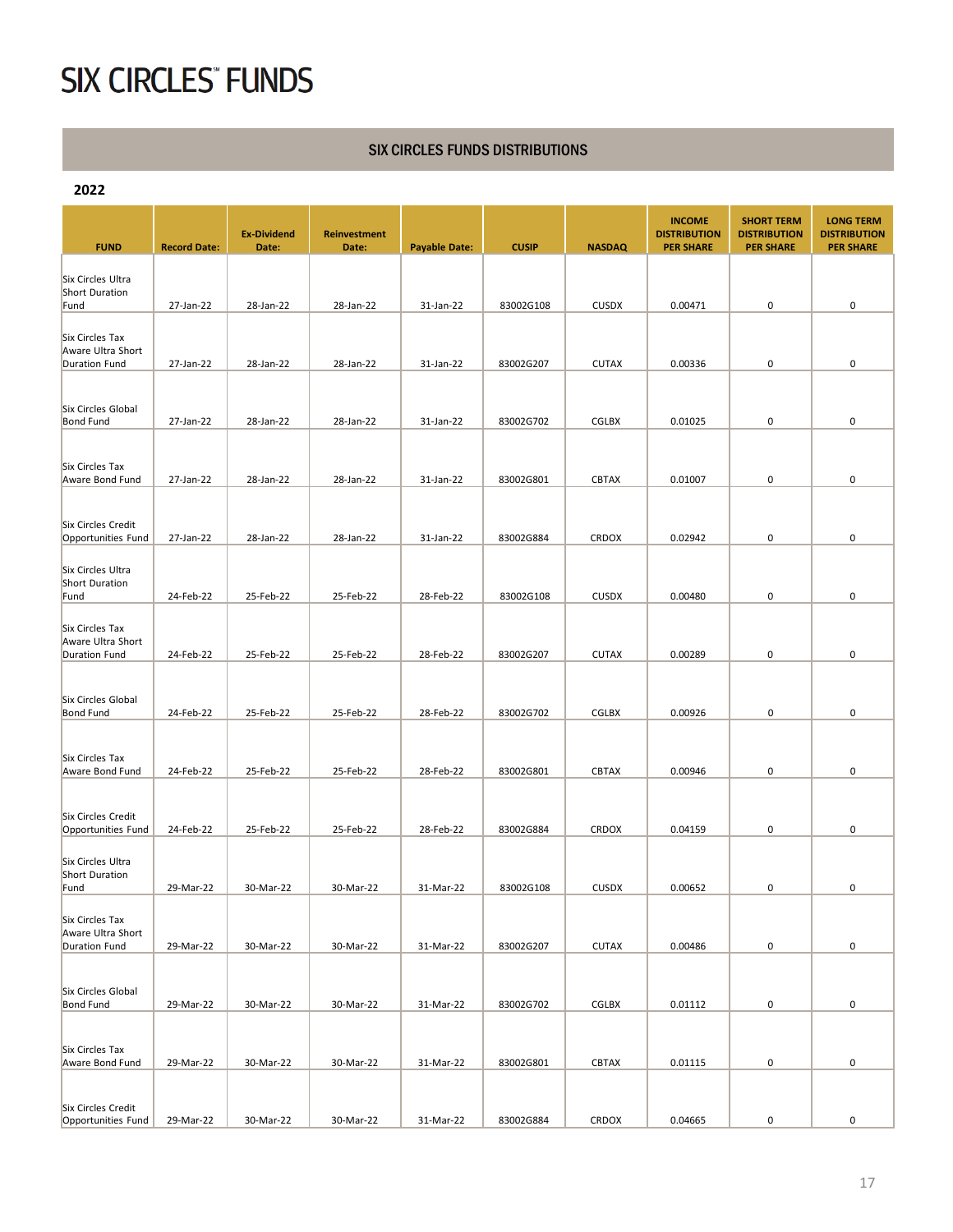# SIX CIRCLES℠ FUNDS

## SIX CIRCLES FUNDS DISTRIBUTIONS

### 2022

| FUND | Record Date: | Ex-Dividend Date: | Reinvestment Date: | Payable Date: | CUSIP | NASDAQ | INCOME DISTRIBUTION PER SHARE | SHORT TERM DISTRIBUTION PER SHARE | LONG TERM DISTRIBUTION PER SHARE |
|---|---|---|---|---|---|---|---|---|---|
| Six Circles Ultra Short Duration Fund | 27-Jan-22 | 28-Jan-22 | 28-Jan-22 | 31-Jan-22 | 83002G108 | CUSDX | 0.00471 | 0 | 0 |
| Six Circles Tax Aware Ultra Short Duration Fund | 27-Jan-22 | 28-Jan-22 | 28-Jan-22 | 31-Jan-22 | 83002G207 | CUTAX | 0.00336 | 0 | 0 |
| Six Circles Global Bond Fund | 27-Jan-22 | 28-Jan-22 | 28-Jan-22 | 31-Jan-22 | 83002G702 | CGLBX | 0.01025 | 0 | 0 |
| Six Circles Tax Aware Bond Fund | 27-Jan-22 | 28-Jan-22 | 28-Jan-22 | 31-Jan-22 | 83002G801 | CBTAX | 0.01007 | 0 | 0 |
| Six Circles Credit Opportunities Fund | 27-Jan-22 | 28-Jan-22 | 28-Jan-22 | 31-Jan-22 | 83002G884 | CRDOX | 0.02942 | 0 | 0 |
| Six Circles Ultra Short Duration Fund | 24-Feb-22 | 25-Feb-22 | 25-Feb-22 | 28-Feb-22 | 83002G108 | CUSDX | 0.00480 | 0 | 0 |
| Six Circles Tax Aware Ultra Short Duration Fund | 24-Feb-22 | 25-Feb-22 | 25-Feb-22 | 28-Feb-22 | 83002G207 | CUTAX | 0.00289 | 0 | 0 |
| Six Circles Global Bond Fund | 24-Feb-22 | 25-Feb-22 | 25-Feb-22 | 28-Feb-22 | 83002G702 | CGLBX | 0.00926 | 0 | 0 |
| Six Circles Tax Aware Bond Fund | 24-Feb-22 | 25-Feb-22 | 25-Feb-22 | 28-Feb-22 | 83002G801 | CBTAX | 0.00946 | 0 | 0 |
| Six Circles Credit Opportunities Fund | 24-Feb-22 | 25-Feb-22 | 25-Feb-22 | 28-Feb-22 | 83002G884 | CRDOX | 0.04159 | 0 | 0 |
| Six Circles Ultra Short Duration Fund | 29-Mar-22 | 30-Mar-22 | 30-Mar-22 | 31-Mar-22 | 83002G108 | CUSDX | 0.00652 | 0 | 0 |
| Six Circles Tax Aware Ultra Short Duration Fund | 29-Mar-22 | 30-Mar-22 | 30-Mar-22 | 31-Mar-22 | 83002G207 | CUTAX | 0.00486 | 0 | 0 |
| Six Circles Global Bond Fund | 29-Mar-22 | 30-Mar-22 | 30-Mar-22 | 31-Mar-22 | 83002G702 | CGLBX | 0.01112 | 0 | 0 |
| Six Circles Tax Aware Bond Fund | 29-Mar-22 | 30-Mar-22 | 30-Mar-22 | 31-Mar-22 | 83002G801 | CBTAX | 0.01115 | 0 | 0 |
| Six Circles Credit Opportunities Fund | 29-Mar-22 | 30-Mar-22 | 30-Mar-22 | 31-Mar-22 | 83002G884 | CRDOX | 0.04665 | 0 | 0 |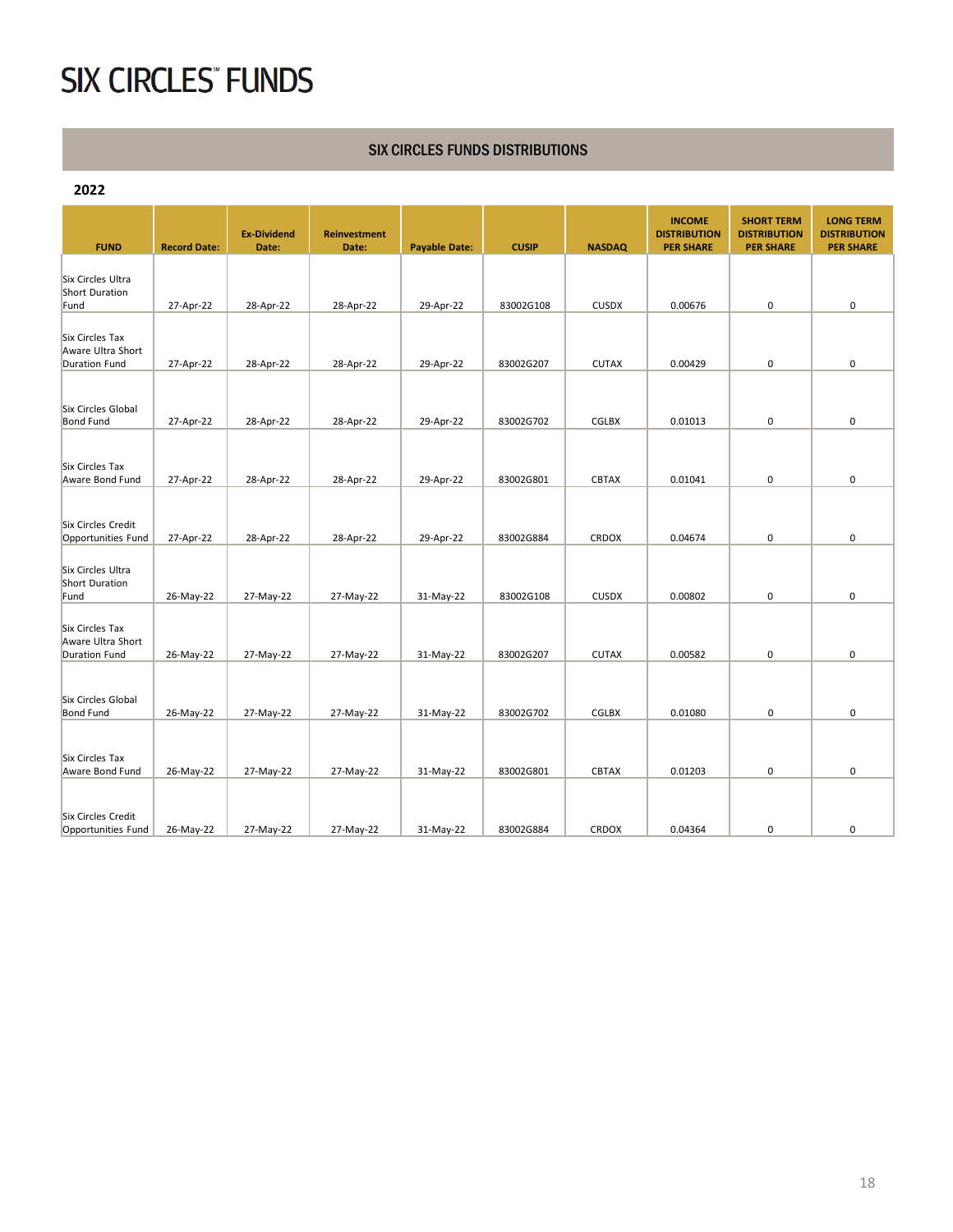# SIX CIRCLES℠ FUNDS

## SIX CIRCLES FUNDS DISTRIBUTIONS

**2022**

| FUND | Record Date: | Ex-Dividend Date: | Reinvestment Date: | Payable Date: | CUSIP | NASDAQ | INCOME DISTRIBUTION PER SHARE | SHORT TERM DISTRIBUTION PER SHARE | LONG TERM DISTRIBUTION PER SHARE |
|---|---|---|---|---|---|---|---|---|---|
| Six Circles Ultra Short Duration Fund | 27-Apr-22 | 28-Apr-22 | 28-Apr-22 | 29-Apr-22 | 83002G108 | CUSDX | 0.00676 | 0 | 0 |
| Six Circles Tax Aware Ultra Short Duration Fund | 27-Apr-22 | 28-Apr-22 | 28-Apr-22 | 29-Apr-22 | 83002G207 | CUTAX | 0.00429 | 0 | 0 |
| Six Circles Global Bond Fund | 27-Apr-22 | 28-Apr-22 | 28-Apr-22 | 29-Apr-22 | 83002G702 | CGLBX | 0.01013 | 0 | 0 |
| Six Circles Tax Aware Bond Fund | 27-Apr-22 | 28-Apr-22 | 28-Apr-22 | 29-Apr-22 | 83002G801 | CBTAX | 0.01041 | 0 | 0 |
| Six Circles Credit Opportunities Fund | 27-Apr-22 | 28-Apr-22 | 28-Apr-22 | 29-Apr-22 | 83002G884 | CRDOX | 0.04674 | 0 | 0 |
| Six Circles Ultra Short Duration Fund | 26-May-22 | 27-May-22 | 27-May-22 | 31-May-22 | 83002G108 | CUSDX | 0.00802 | 0 | 0 |
| Six Circles Tax Aware Ultra Short Duration Fund | 26-May-22 | 27-May-22 | 27-May-22 | 31-May-22 | 83002G207 | CUTAX | 0.00582 | 0 | 0 |
| Six Circles Global Bond Fund | 26-May-22 | 27-May-22 | 27-May-22 | 31-May-22 | 83002G702 | CGLBX | 0.01080 | 0 | 0 |
| Six Circles Tax Aware Bond Fund | 26-May-22 | 27-May-22 | 27-May-22 | 31-May-22 | 83002G801 | CBTAX | 0.01203 | 0 | 0 |
| Six Circles Credit Opportunities Fund | 26-May-22 | 27-May-22 | 27-May-22 | 31-May-22 | 83002G884 | CRDOX | 0.04364 | 0 | 0 |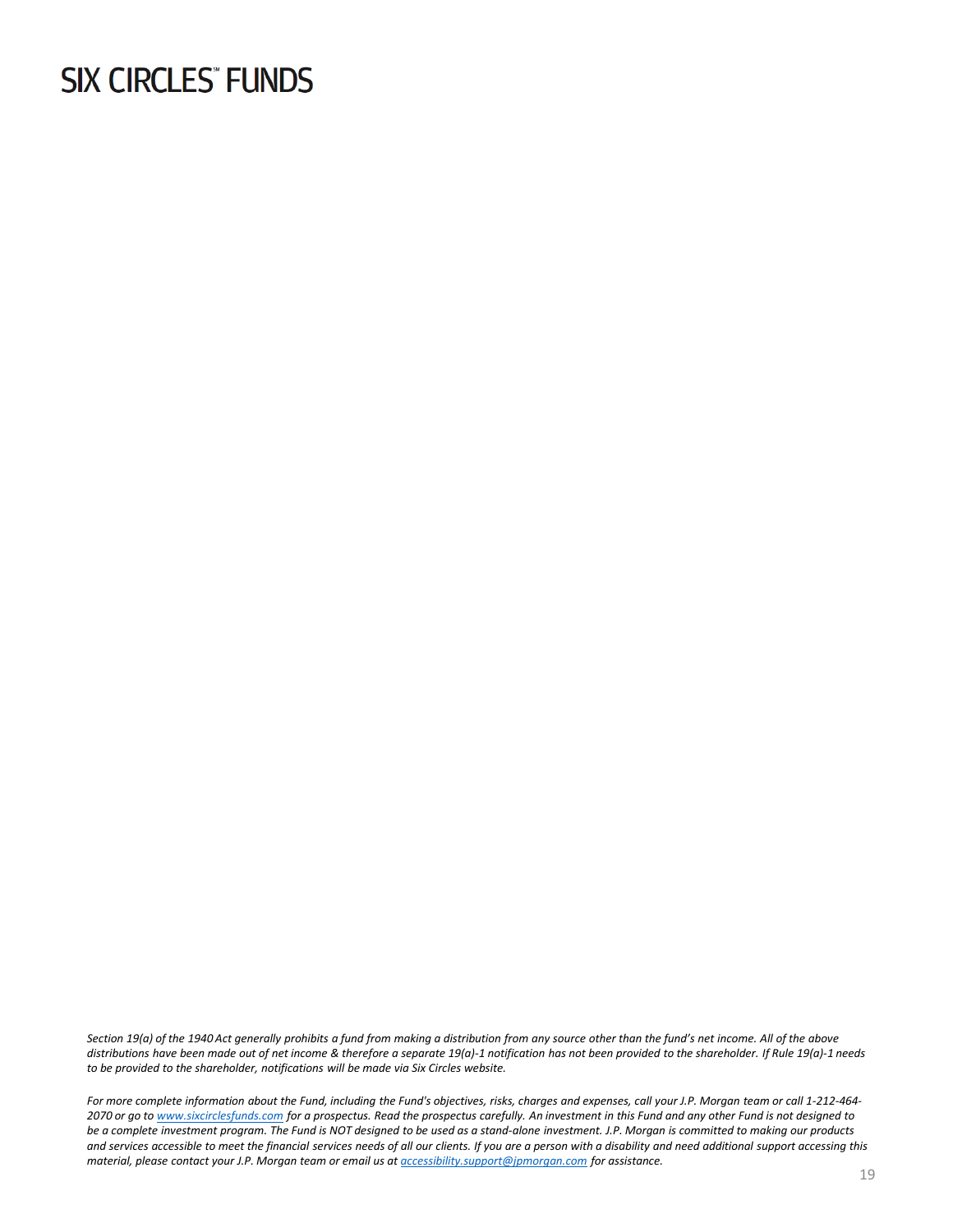# SIX CIRCLES℠ FUNDS

*Section 19(a) of the 1940 Act generally prohibits a fund from making a distribution from any source other than the fund's net income. All of the above distributions have been made out of net income & therefore a separate 19(a)-1 notification has not been provided to the shareholder. If Rule 19(a)-1 needs to be provided to the shareholder, notifications will be made via Six Circles website.*

*For more complete information about the Fund, including the Fund's objectives, risks, charges and expenses, call your J.P. Morgan team or call 1-212-464-2070 or go to [www.sixcirclesfunds.com](www.sixcirclesfunds.com) for a prospectus. Read the prospectus carefully. An investment in this Fund and any other Fund is not designed to be a complete investment program. The Fund is NOT designed to be used as a stand-alone investment. J.P. Morgan is committed to making our products and services accessible to meet the financial services needs of all our clients. If you are a person with a disability and need additional support accessing this material, please contact your J.P. Morgan team or email us at [accessibility.support@jpmorgan.com](mailto:accessibility.support@jpmorgan.com) for assistance.*